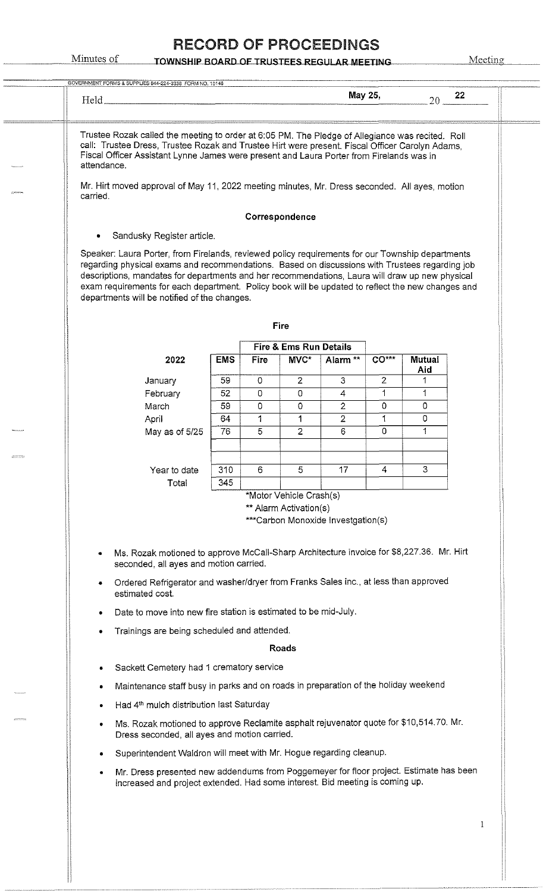# RECORD OF PROCEEDINGS

Minutes of **TOWNSHIP BOARD OF TRUSTEES REGULAR MEETING** Meeting

GOVERNMENT FORMS & SUPPLIES 844-224-3338 FORM NO. 10148

Held **May 25,** 20 **22**

Trustee Rozak called the meeting to order at 6:05 PM. The Pledge of Allegiance was recited. Roll call: Trustee Dress, Trustee Rozak and Trustee Hirt were present. Fiscal Officer Carolyn Adams, Fiscal Officer Assistant Lynne James were present and Laura Porter from Firelands was in attendance.

Mr. Hirt moved approval of May 11, 2022 meeting minutes, Mr. Dress seconded. All ayes, motion carried.

### Correspondence

- Sandusky Register article.

Speaker: Laura Porter, from Firelands, reviewed policy requirements for our Township departments regarding physical exams and recommendations. Based on discussions with Trustees regarding job descriptions, mandates for departments and her recommendations, Laura will draw up new physical exam requirements for each department. Policy book will be updated to reflect the new changes and departments will be notified of the changes.

### Fire

| | | Fire & Ems Run Details | | | | |
|---|---|---|---|---|---|---|
| **2022** | **EMS** | **Fire** | **MVC*** | **Alarm **** | **CO***** | **Mutual Aid** |
| January | 59 | 0 | 2 | 3 | 2 | 1 |
| February | 52 | 0 | 0 | 4 | 1 | 1 |
| March | 59 | 0 | 0 | 2 | 0 | 0 |
| April | 64 | 1 | 1 | 2 | 1 | 0 |
| May as of 5/25 | 76 | 5 | 2 | 6 | 0 | 1 |
| | | | | | | |
| | | | | | | |
| Year to date | 310 | 6 | 5 | 17 | 4 | 3 |
| Total | 345 | | | | | |

*Motor Vehicle Crash(s)

** Alarm Activation(s)

***Carbon Monoxide Investgation(s)

- Ms. Rozak motioned to approve McCall-Sharp Architecture invoice for $8,227.36. Mr. Hirt seconded, all ayes and motion carried.
- Ordered Refrigerator and washer/dryer from Franks Sales inc., at less than approved estimated cost.
- Date to move into new fire station is estimated to be mid-July.
- Trainings are being scheduled and attended.

### Roads

- Sackett Cemetery had 1 crematory service
- Maintenance staff busy in parks and on roads in preparation of the holiday weekend
- Had 4th mulch distribution last Saturday
- Ms. Rozak motioned to approve Reclamite asphalt rejuvenator quote for $10,514.70. Mr. Dress seconded, all ayes and motion carried.
- Superintendent Waldron will meet with Mr. Hogue regarding cleanup.
- Mr. Dress presented new addendums from Poggemeyer for floor project. Estimate has been increased and project extended. Had some interest. Bid meeting is coming up.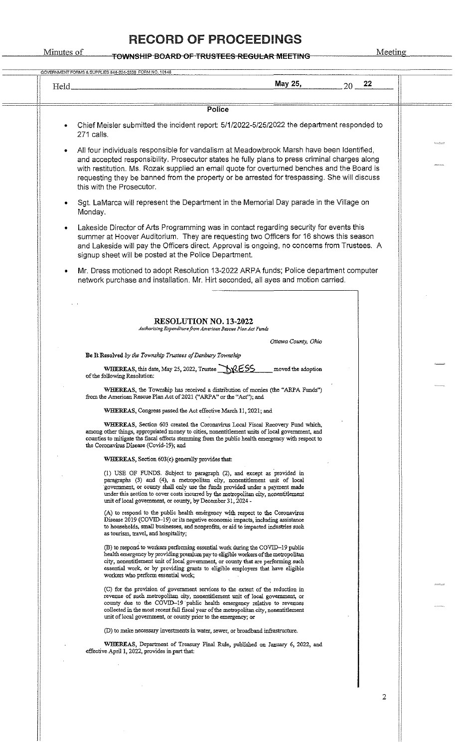# RECORD OF PROCEEDINGS

Minutes of TOWNSHIP BOARD OF TRUSTEES REGULAR MEETING Meeting

Held May 25, 2022

### Police

- Chief Meisler submitted the incident report: 5/1/2022-5/25/2022 the department responded to 271 calls.
- All four individuals responsible for vandalism at Meadowbrook Marsh have been Identified, and accepted responsibility. Prosecutor states he fully plans to press criminal charges along with restitution. Ms. Rozak supplied an email quote for overturned benches and the Board is requesting they be banned from the property or be arrested for trespassing. She will discuss this with the Prosecutor.
- Sgt. LaMarca will represent the Department in the Memorial Day parade in the Village on Monday.
- Lakeside Director of Arts Programming was in contact regarding security for events this summer at Hoover Auditorium. They are requesting two Officers for 16 shows this season and Lakeside will pay the Officers direct. Approval is ongoing, no concerns from Trustees. A signup sheet will be posted at the Police Department.
- Mr. Dress motioned to adopt Resolution 13-2022 ARPA funds; Police department computer network purchase and installation. Mr. Hirt seconded, all ayes and motion carried.

## RESOLUTION NO. 13-2022

*Authorizing Expenditure from American Rescue Plan Act Funds*

*Ottawa County, Ohio*

**Be It Resolved** *by the Township Trustees of Danbury Township*

**WHEREAS**, this date, May 25, 2022, Trustee DRESS moved the adoption of the following Resolution:

**WHEREAS**, the Township has received a distribution of monies (the "ARPA Funds") from the American Rescue Plan Act of 2021 ("ARPA" or the "Act"); and

**WHEREAS**, Congress passed the Act effective March 11, 2021; and

**WHEREAS**, Section 603 created the Coronavirus Local Fiscal Recovery Fund which, among other things, appropriated money to cities, nonentitlement units of local government, and counties to mitigate the fiscal effects stemming from the public health emergency with respect to the Coronavirus Disease (Covid-19); and

**WHEREAS**, Section 603(c) generally provides that:

(1) USE OF FUNDS. Subject to paragraph (2), and except as provided in paragraphs (3) and (4), a metropolitan city, nonentitlement unit of local government, or county shall only use the funds provided under a payment made under this section to cover costs incurred by the metropolitan city, nonentitlement unit of local government, or county, by December 31, 2024 -

(A) to respond to the public health emergency with respect to the Coronavirus Disease 2019 (COVID-19) or its negative economic impacts, including assistance to households, small businesses, and nonprofits, or aid to impacted industries such as tourism, travel, and hospitality;

(B) to respond to workers performing essential work during the COVID-19 public health emergency by providing premium pay to eligible workers of the metropolitan city, nonentitlement unit of local government, or county that are performing such essential work, or by providing grants to eligible employers that have eligible workers who perform essential work;

(C) for the provision of government services to the extent of the reduction in revenue of such metropolitan city, nonentitlement unit of local government, or county due to the COVID-19 public health emergency relative to revenues collected in the most recent full fiscal year of the metropolitan city, nonentitlement unit of local government, or county prior to the emergency; or

(D) to make necessary investments in water, sewer, or broadband infrastructure.

**WHEREAS**, Department of Treasury Final Rule, published on January 6, 2022, and effective April 1, 2022, provides in part that: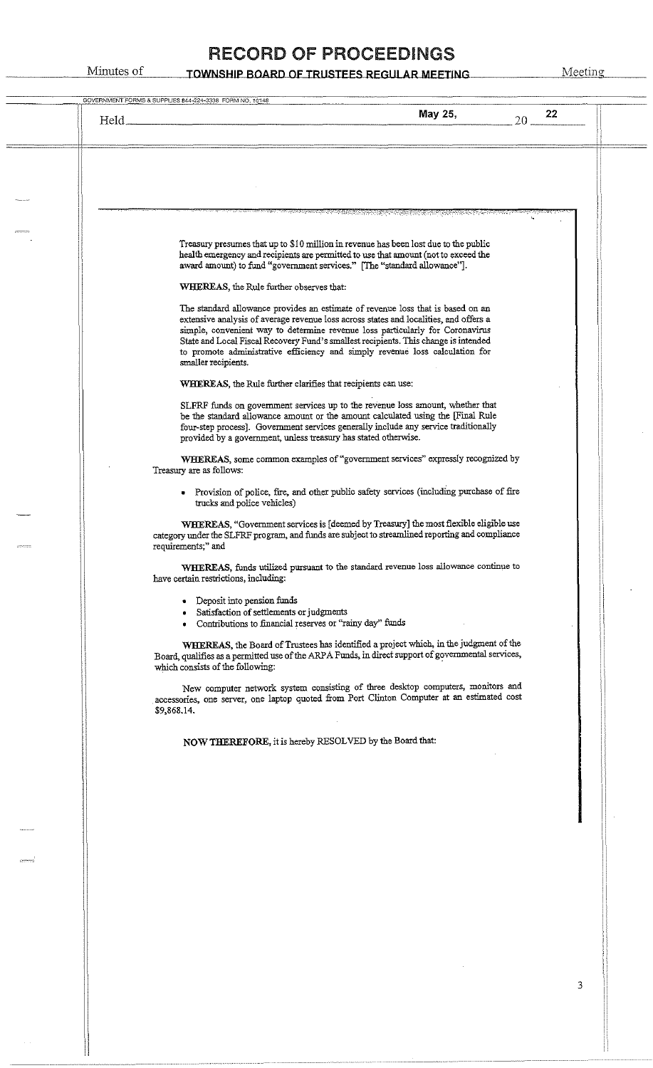Treasury presumes that up to $10 million in revenue has been lost due to the public health emergency and recipients are permitted to use that amount (not to exceed the award amount) to fund "government services." [The "standard allowance"].

**WHEREAS**, the Rule further observes that:

The standard allowance provides an estimate of revenue loss that is based on an extensive analysis of average revenue loss across states and localities, and offers a simple, convenient way to determine revenue loss particularly for Coronavirus State and Local Fiscal Recovery Fund's smallest recipients. This change is intended to promote administrative efficiency and simply revenue loss calculation for smaller recipients.

**WHEREAS**, the Rule further clarifies that recipients can use:

SLFRF funds on government services up to the revenue loss amount, whether that be the standard allowance amount or the amount calculated using the [Final Rule four-step process]. Government services generally include any service traditionally provided by a government, unless treasury has stated otherwise.

**WHEREAS**, some common examples of "government services" expressly recognized by Treasury are as follows:

- Provision of police, fire, and other public safety services (including purchase of fire trucks and police vehicles)

**WHEREAS**, "Government services is [deemed by Treasury] the most flexible eligible use category under the SLFRF program, and funds are subject to streamlined reporting and compliance requirements;" and

**WHEREAS**, funds utilized pursuant to the standard revenue loss allowance continue to have certain restrictions, including:

- Deposit into pension funds
- Satisfaction of settlements or judgments
- Contributions to financial reserves or "rainy day" funds

**WHEREAS**, the Board of Trustees has identified a project which, in the judgment of the Board, qualifies as a permitted use of the ARPA Funds, in direct support of governmental services, which consists of the following:

New computer network system consisting of three desktop computers, monitors and accessories, one server, one laptop quoted from Port Clinton Computer at an estimated cost $9,868.14.

**NOW THEREFORE**, it is hereby RESOLVED by the Board that: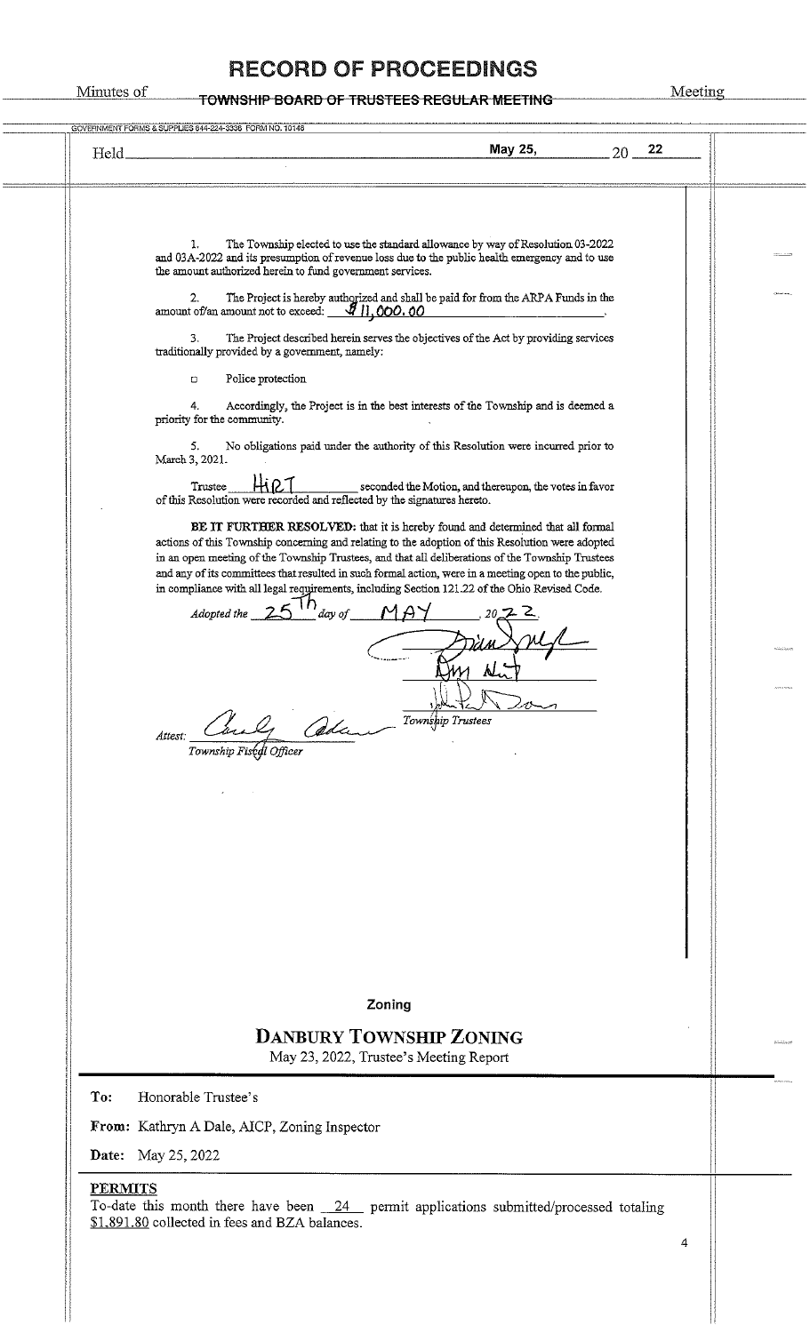# RECORD OF PROCEEDINGS

Minutes of TOWNSHIP BOARD OF TRUSTEES REGULAR MEETING Meeting

Held May 25, 20 22

1. The Township elected to use the standard allowance by way of Resolution 03-2022 and 03A-2022 and its presumption of revenue loss due to the public health emergency and to use the amount authorized herein to fund government services.

2. The Project is hereby authorized and shall be paid for from the ARPA Funds in the amount of/an amount not to exceed: $11,000.00.

3. The Project described herein serves the objectives of the Act by providing services traditionally provided by a government, namely:

- ☐ Police protection

4. Accordingly, the Project is in the best interests of the Township and is deemed a priority for the community.

5. No obligations paid under the authority of this Resolution were incurred prior to March 3, 2021.

Trustee Hirt seconded the Motion, and thereupon, the votes in favor of this Resolution were recorded and reflected by the signatures hereto.

**BE IT FURTHER RESOLVED:** that it is hereby found and determined that all formal actions of this Township concerning and relating to the adoption of this Resolution were adopted in an open meeting of the Township Trustees, and that all deliberations of the Township Trustees and any of its committees that resulted in such formal action, were in a meeting open to the public, in compliance with all legal requirements, including Section 121.22 of the Ohio Revised Code.

*Adopted the* 25th *day of* MAY, 2022.

[signature]

[signature]

[signature]

*Township Trustees*

*Attest:* [signature]
*Township Fiscal Officer*

## Zoning

## DANBURY TOWNSHIP ZONING

May 23, 2022, Trustee's Meeting Report

**To:** Honorable Trustee's

**From:** Kathryn A Dale, AICP, Zoning Inspector

**Date:** May 25, 2022

**PERMITS**

To-date this month there have been 24 permit applications submitted/processed totaling $1,891.80 collected in fees and BZA balances.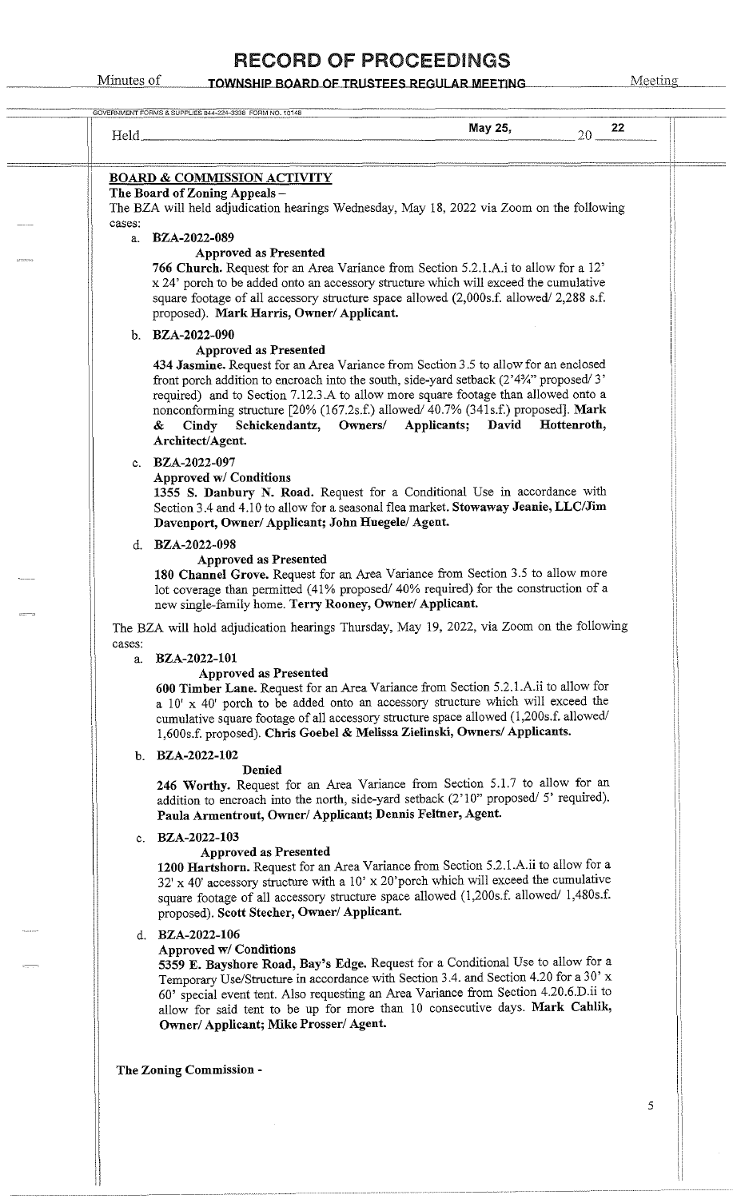**BOARD & COMMISSION ACTIVITY**

**The Board of Zoning Appeals –**

The BZA will held adjudication hearings Wednesday, May 18, 2022 via Zoom on the following cases:

a. **BZA-2022-089**

**Approved as Presented**

**766 Church.** Request for an Area Variance from Section 5.2.1.A.i to allow for a 12' x 24' porch to be added onto an accessory structure which will exceed the cumulative square footage of all accessory structure space allowed (2,000s.f. allowed/ 2,288 s.f. proposed). **Mark Harris, Owner/ Applicant.**

b. **BZA-2022-090**

**Approved as Presented**

**434 Jasmine.** Request for an Area Variance from Section 3.5 to allow for an enclosed front porch addition to encroach into the south, side-yard setback (2'4¾" proposed/ 3' required) and to Section 7.12.3.A to allow more square footage than allowed onto a nonconforming structure [20% (167.2s.f.) allowed/ 40.7% (341s.f.) proposed]. **Mark & Cindy Schickendantz, Owners/ Applicants; David Hottenroth, Architect/Agent.**

c. **BZA-2022-097**

**Approved w/ Conditions**

**1355 S. Danbury N. Road.** Request for a Conditional Use in accordance with Section 3.4 and 4.10 to allow for a seasonal flea market. **Stowaway Jeanie, LLC/Jim Davenport, Owner/ Applicant; John Huegele/ Agent.**

d. **BZA-2022-098**

**Approved as Presented**

**180 Channel Grove.** Request for an Area Variance from Section 3.5 to allow more lot coverage than permitted (41% proposed/ 40% required) for the construction of a new single-family home. **Terry Rooney, Owner/ Applicant.**

The BZA will hold adjudication hearings Thursday, May 19, 2022, via Zoom on the following cases:

a. **BZA-2022-101**

**Approved as Presented**

**600 Timber Lane.** Request for an Area Variance from Section 5.2.1.A.ii to allow for a 10' x 40' porch to be added onto an accessory structure which will exceed the cumulative square footage of all accessory structure space allowed (1,200s.f. allowed/ 1,600s.f. proposed). **Chris Goebel & Melissa Zielinski, Owners/ Applicants.**

b. **BZA-2022-102**

**Denied**

**246 Worthy.** Request for an Area Variance from Section 5.1.7 to allow for an addition to encroach into the north, side-yard setback (2'10" proposed/ 5' required). **Paula Armentrout, Owner/ Applicant; Dennis Feltner, Agent.**

c. **BZA-2022-103**

**Approved as Presented**

**1200 Hartshorn.** Request for an Area Variance from Section 5.2.1.A.ii to allow for a 32' x 40' accessory structure with a 10' x 20'porch which will exceed the cumulative square footage of all accessory structure space allowed (1,200s.f. allowed/ 1,480s.f. proposed). **Scott Stecher, Owner/ Applicant.**

d. **BZA-2022-106**

**Approved w/ Conditions**

**5359 E. Bayshore Road, Bay's Edge.** Request for a Conditional Use to allow for a Temporary Use/Structure in accordance with Section 3.4. and Section 4.20 for a 30' x 60' special event tent. Also requesting an Area Variance from Section 4.20.6.D.ii to allow for said tent to be up for more than 10 consecutive days. **Mark Cahlik, Owner/ Applicant; Mike Prosser/ Agent.**

**The Zoning Commission -**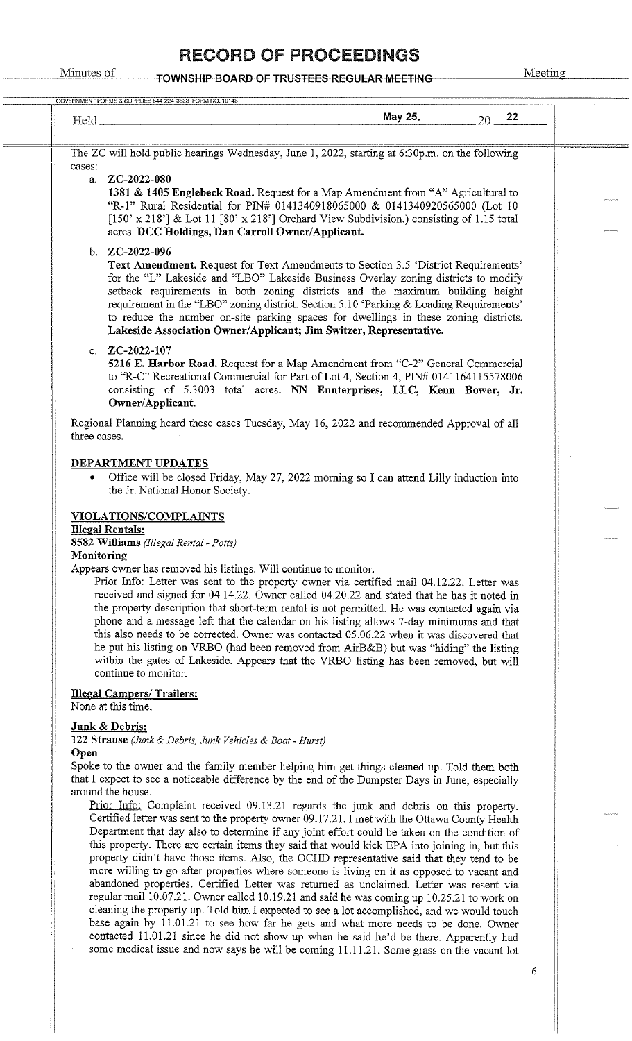The ZC will hold public hearings Wednesday, June 1, 2022, starting at 6:30p.m. on the following cases:

a. **ZC-2022-080**
**1381 & 1405 Englebeck Road.** Request for a Map Amendment from "A" Agricultural to "R-1" Rural Residential for PIN# 0141340918065000 & 0141340920565000 (Lot 10 [150' x 218'] & Lot 11 [80' x 218'] Orchard View Subdivision.) consisting of 1.15 total acres. **DCC Holdings, Dan Carroll Owner/Applicant.**

b. **ZC-2022-096**
**Text Amendment.** Request for Text Amendments to Section 3.5 'District Requirements' for the "L" Lakeside and "LBO" Lakeside Business Overlay zoning districts to modify setback requirements in both zoning districts and the maximum building height requirement in the "LBO" zoning district. Section 5.10 'Parking & Loading Requirements' to reduce the number on-site parking spaces for dwellings in these zoning districts. **Lakeside Association Owner/Applicant; Jim Switzer, Representative.**

c. **ZC-2022-107**
**5216 E. Harbor Road.** Request for a Map Amendment from "C-2" General Commercial to "R-C" Recreational Commercial for Part of Lot 4, Section 4, PIN# 0141164115578006 consisting of 5.3003 total acres. **NN Ennterprises, LLC, Kenn Bower, Jr. Owner/Applicant.**

Regional Planning heard these cases Tuesday, May 16, 2022 and recommended Approval of all three cases.

**DEPARTMENT UPDATES**

- Office will be closed Friday, May 27, 2022 morning so I can attend Lilly induction into the Jr. National Honor Society.

**VIOLATIONS/COMPLAINTS**

**Illegal Rentals:**

**8582 Williams** *(Illegal Rental - Potts)*

**Monitoring**

Appears owner has removed his listings. Will continue to monitor.

Prior Info: Letter was sent to the property owner via certified mail 04.12.22. Letter was received and signed for 04.14.22. Owner called 04.20.22 and stated that he has it noted in the property description that short-term rental is not permitted. He was contacted again via phone and a message left that the calendar on his listing allows 7-day minimums and that this also needs to be corrected. Owner was contacted 05.06.22 when it was discovered that he put his listing on VRBO (had been removed from AirB&B) but was "hiding" the listing within the gates of Lakeside. Appears that the VRBO listing has been removed, but will continue to monitor.

**Illegal Campers/ Trailers:**

None at this time.

**Junk & Debris:**

**122 Strause** *(Junk & Debris, Junk Vehicles & Boat - Hurst)*

**Open**

Spoke to the owner and the family member helping him get things cleaned up. Told them both that I expect to see a noticeable difference by the end of the Dumpster Days in June, especially around the house.

Prior Info: Complaint received 09.13.21 regards the junk and debris on this property. Certified letter was sent to the property owner 09.17.21. I met with the Ottawa County Health Department that day also to determine if any joint effort could be taken on the condition of this property. There are certain items they said that would kick EPA into joining in, but this property didn't have those items. Also, the OCHD representative said that they tend to be more willing to go after properties where someone is living on it as opposed to vacant and abandoned properties. Certified Letter was returned as unclaimed. Letter was resent via regular mail 10.07.21. Owner called 10.19.21 and said he was coming up 10.25.21 to work on cleaning the property up. Told him I expected to see a lot accomplished, and we would touch base again by 11.01.21 to see how far he gets and what more needs to be done. Owner contacted 11.01.21 since he did not show up when he said he'd be there. Apparently had some medical issue and now says he will be coming 11.11.21. Some grass on the vacant lot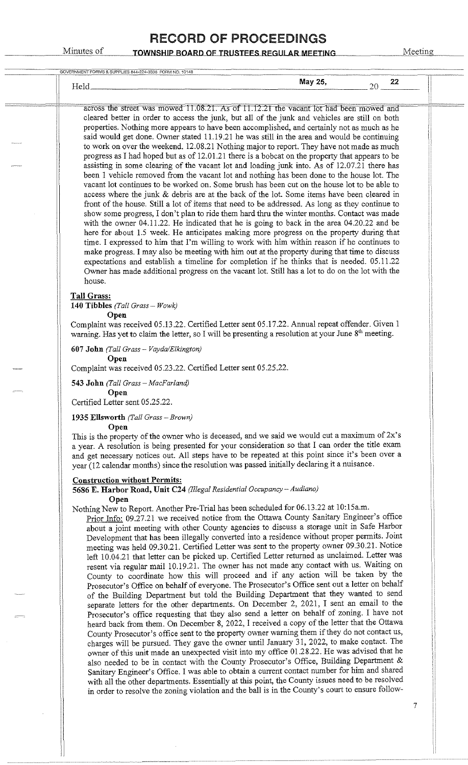across the street was mowed 11.08.21. As of 11.12.21 the vacant lot had been mowed and cleared better in order to access the junk, but all of the junk and vehicles are still on both properties. Nothing more appears to have been accomplished, and certainly not as much as he said would get done. Owner stated 11.19.21 he was still in the area and would be continuing to work on over the weekend. 12.08.21 Nothing major to report. They have not made as much progress as I had hoped but as of 12.01.21 there is a bobcat on the property that appears to be assisting in some clearing of the vacant lot and loading junk into. As of 12.07.21 there has been 1 vehicle removed from the vacant lot and nothing has been done to the house lot. The vacant lot continues to be worked on. Some brush has been cut on the house lot to be able to access where the junk & debris are at the back of the lot. Some items have been cleared in front of the house. Still a lot of items that need to be addressed. As long as they continue to show some progress, I don't plan to ride them hard thru the winter months. Contact was made with the owner 04.11.22. He indicated that he is going to back in the area 04.20.22 and be here for about 1.5 week. He anticipates making more progress on the property during that time. I expressed to him that I'm willing to work with him within reason if he continues to make progress. I may also be meeting with him out at the property during that time to discuss expectations and establish a timeline for completion if he thinks that is needed. 05.11.22 Owner has made additional progress on the vacant lot. Still has a lot to do on the lot with the house.

**Tall Grass:**

**140 Tibbles** *(Tall Grass – Wowk)*

**Open**

Complaint was received 05.13.22. Certified Letter sent 05.17.22. Annual repeat offender. Given 1 warning. Has yet to claim the letter, so I will be presenting a resolution at your June 8th meeting.

**607 John** *(Tall Grass – Vayda/Elkington)*

**Open**

Complaint was received 05.23.22. Certified Letter sent 05.25.22.

**543 John** *(Tall Grass – MacFarland)*

**Open**

Certified Letter sent 05.25.22.

**1935 Ellsworth** *(Tall Grass – Brown)*

**Open**

This is the property of the owner who is deceased, and we said we would cut a maximum of 2x's a year. A resolution is being presented for your consideration so that I can order the title exam and get necessary notices out. All steps have to be repeated at this point since it's been over a year (12 calendar months) since the resolution was passed initially declaring it a nuisance.

**Construction without Permits:**

**5686 E. Harbor Road, Unit C24** *(Illegal Residential Occupancy – Audiano)*

**Open**

Nothing New to Report. Another Pre-Trial has been scheduled for 06.13.22 at 10:15a.m.

Prior Info: 09.27.21 we received notice from the Ottawa County Sanitary Engineer's office about a joint meeting with other County agencies to discuss a storage unit in Safe Harbor Development that has been illegally converted into a residence without proper permits. Joint meeting was held 09.30.21. Certified Letter was sent to the property owner 09.30.21. Notice left 10.04.21 that letter can be picked up. Certified Letter returned as unclaimed. Letter was resent via regular mail 10.19.21. The owner has not made any contact with us. Waiting on County to coordinate how this will proceed and if any action will be taken by the Prosecutor's Office on behalf of everyone. The Prosecutor's Office sent out a letter on behalf of the Building Department but told the Building Department that they wanted to send separate letters for the other departments. On December 2, 2021, I sent an email to the Prosecutor's office requesting that they also send a letter on behalf of zoning. I have not heard back from them. On December 8, 2022, I received a copy of the letter that the Ottawa County Prosecutor's office sent to the property owner warning them if they do not contact us, charges will be pursued. They gave the owner until January 31, 2022, to make contact. The owner of this unit made an unexpected visit into my office 01.28.22. He was advised that he also needed to be in contact with the County Prosecutor's Office, Building Department & Sanitary Engineer's Office. I was able to obtain a current contact number for him and shared with all the other departments. Essentially at this point, the County issues need to be resolved in order to resolve the zoning violation and the ball is in the County's court to ensure follow-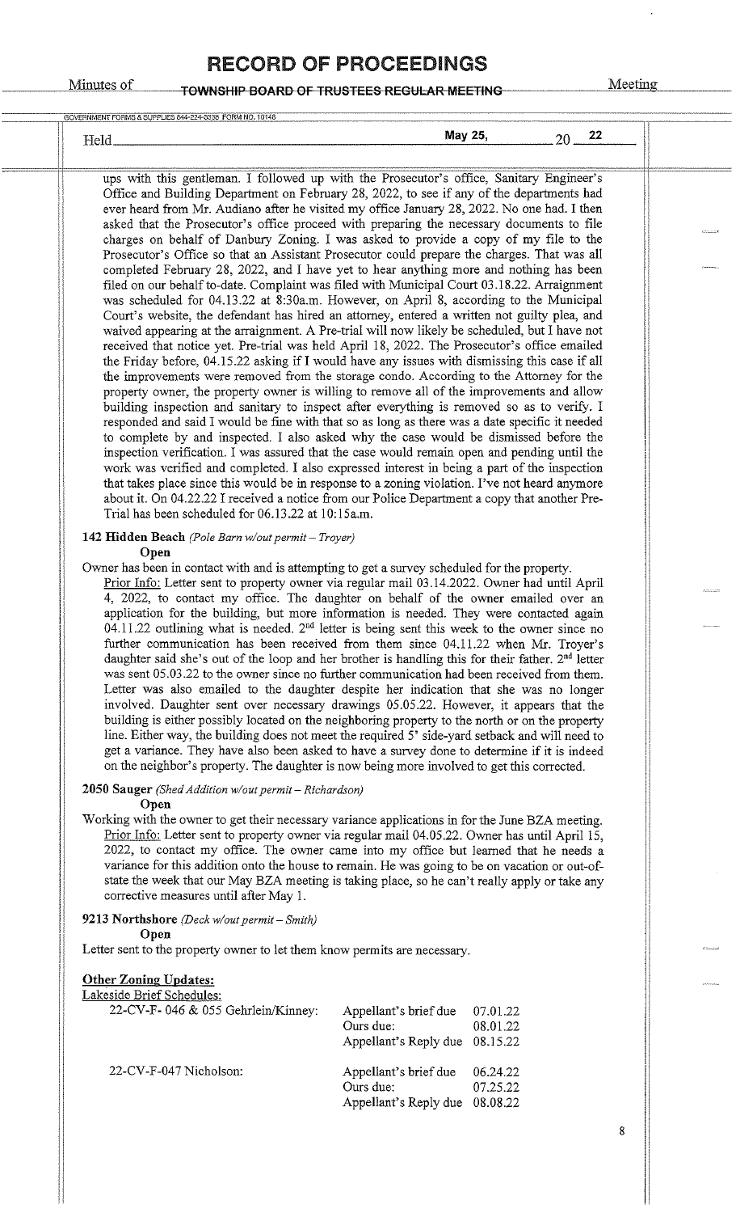ups with this gentleman. I followed up with the Prosecutor's office, Sanitary Engineer's Office and Building Department on February 28, 2022, to see if any of the departments had ever heard from Mr. Audiano after he visited my office January 28, 2022. No one had. I then asked that the Prosecutor's office proceed with preparing the necessary documents to file charges on behalf of Danbury Zoning. I was asked to provide a copy of my file to the Prosecutor's Office so that an Assistant Prosecutor could prepare the charges. That was all completed February 28, 2022, and I have yet to hear anything more and nothing has been filed on our behalf to-date. Complaint was filed with Municipal Court 03.18.22. Arraignment was scheduled for 04.13.22 at 8:30a.m. However, on April 8, according to the Municipal Court's website, the defendant has hired an attorney, entered a written not guilty plea, and waived appearing at the arraignment. A Pre-trial will now likely be scheduled, but I have not received that notice yet. Pre-trial was held April 18, 2022. The Prosecutor's office emailed the Friday before, 04.15.22 asking if I would have any issues with dismissing this case if all the improvements were removed from the storage condo. According to the Attorney for the property owner, the property owner is willing to remove all of the improvements and allow building inspection and sanitary to inspect after everything is removed so as to verify. I responded and said I would be fine with that so as long as there was a date specific it needed to complete by and inspected. I also asked why the case would be dismissed before the inspection verification. I was assured that the case would remain open and pending until the work was verified and completed. I also expressed interest in being a part of the inspection that takes place since this would be in response to a zoning violation. I've not heard anymore about it. On 04.22.22 I received a notice from our Police Department a copy that another Pre-Trial has been scheduled for 06.13.22 at 10:15a.m.

**142 Hidden Beach** *(Pole Barn w/out permit – Troyer)*

**Open**

Owner has been in contact with and is attempting to get a survey scheduled for the property.

Prior Info: Letter sent to property owner via regular mail 03.14.2022. Owner had until April 4, 2022, to contact my office. The daughter on behalf of the owner emailed over an application for the building, but more information is needed. They were contacted again 04.11.22 outlining what is needed. 2nd letter is being sent this week to the owner since no further communication has been received from them since 04.11.22 when Mr. Troyer's daughter said she's out of the loop and her brother is handling this for their father. 2nd letter was sent 05.03.22 to the owner since no further communication had been received from them. Letter was also emailed to the daughter despite her indication that she was no longer involved. Daughter sent over necessary drawings 05.05.22. However, it appears that the building is either possibly located on the neighboring property to the north or on the property line. Either way, the building does not meet the required 5' side-yard setback and will need to get a variance. They have also been asked to have a survey done to determine if it is indeed on the neighbor's property. The daughter is now being more involved to get this corrected.

**2050 Sauger** *(Shed Addition w/out permit – Richardson)*

**Open**

Working with the owner to get their necessary variance applications in for the June BZA meeting.

Prior Info: Letter sent to property owner via regular mail 04.05.22. Owner has until April 15, 2022, to contact my office. The owner came into my office but learned that he needs a variance for this addition onto the house to remain. He was going to be on vacation or out-of-state the week that our May BZA meeting is taking place, so he can't really apply or take any corrective measures until after May 1.

**9213 Northshore** *(Deck w/out permit – Smith)*

**Open**

Letter sent to the property owner to let them know permits are necessary.

**Other Zoning Updates:**

Lakeside Brief Schedules:

| | | |
|---|---|---|
| 22-CV-F- 046 & 055 Gehrlein/Kinney: | Appellant's brief due | 07.01.22 |
| | Ours due: | 08.01.22 |
| | Appellant's Reply due | 08.15.22 |
| 22-CV-F-047 Nicholson: | Appellant's brief due | 06.24.22 |
| | Ours due: | 07.25.22 |
| | Appellant's Reply due | 08.08.22 |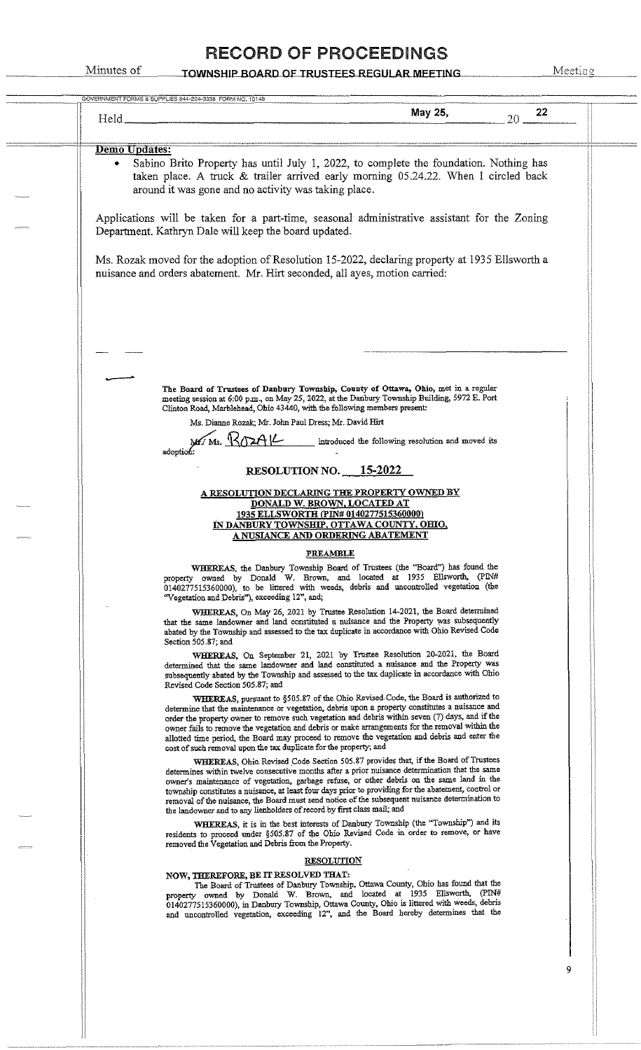# RECORD OF PROCEEDINGS

Minutes of TOWNSHIP BOARD OF TRUSTEES REGULAR MEETING Meeting

Held May 25, 20 22

**Demo Updates:**

- Sabino Brito Property has until July 1, 2022, to complete the foundation. Nothing has taken place. A truck & trailer arrived early morning 05.24.22. When I circled back around it was gone and no activity was taking place.

Applications will be taken for a part-time, seasonal administrative assistant for the Zoning Department. Kathryn Dale will keep the board updated.

Ms. Rozak moved for the adoption of Resolution 15-2022, declaring property at 1935 Ellsworth a nuisance and orders abatement. Mr. Hirt seconded, all ayes, motion carried:

**The Board of Trustees of Danbury Township, County of Ottawa, Ohio,** met in a regular meeting session at 6:00 p.m., on May 25, 2022, at the Danbury Township Building, 5972 E. Port Clinton Road, Marblehead, Ohio 43440, with the following members present:

Ms. Dianne Rozak; Mr. John Paul Dress; Mr. David Hirt

Mr./ Ms. ROZAK introduced the following resolution and moved its adoption:

## RESOLUTION NO. 15-2022

**A RESOLUTION DECLARING THE PROPERTY OWNED BY DONALD W. BROWN, LOCATED AT 1935 ELLSWORTH (PIN# 0140277515360000) IN DANBURY TOWNSHIP, OTTAWA COUNTY, OHIO, A NUSIANCE AND ORDERING ABATEMENT**

**PREAMBLE**

**WHEREAS,** the Danbury Township Board of Trustees (the "Board") has found the property owned by Donald W. Brown, and located at 1935 Ellsworth, (PIN# 0140277515360000), to be littered with weeds, debris and uncontrolled vegetation (the "Vegetation and Debris"), exceeding 12", and;

**WHEREAS,** On May 26, 2021 by Trustee Resolution 14-2021, the Board determined that the same landowner and land constituted a nuisance and the Property was subsequently abated by the Township and assessed to the tax duplicate in accordance with Ohio Revised Code Section 505.87; and

**WHEREAS,** On September 21, 2021 by Trustee Resolution 20-2021, the Board determined that the same landowner and land constituted a nuisance and the Property was subsequently abated by the Township and assessed to the tax duplicate in accordance with Ohio Revised Code Section 505.87; and

**WHEREAS,** pursuant to §505.87 of the Ohio Revised Code, the Board is authorized to determine that the maintenance or vegetation, debris upon a property constitutes a nuisance and order the property owner to remove such vegetation and debris within seven (7) days, and if the owner fails to remove the vegetation and debris or make arrangements for the removal within the allotted time period, the Board may proceed to remove the vegetation and debris and enter the cost of such removal upon the tax duplicate for the property; and

**WHEREAS,** Ohio Revised Code Section 505.87 provides that, if the Board of Trustees determines within twelve consecutive months after a prior nuisance determination that the same owner's maintenance of vegetation, garbage refuse, or other debris on the same land in the township constitutes a nuisance, at least four days prior to providing for the abatement, control or removal of the nuisance, the Board must send notice of the subsequent nuisance determination to the landowner and to any lienholders of record by first class mail; and

**WHEREAS,** it is in the best interests of Danbury Township (the "Township") and its residents to proceed under §505.87 of the Ohio Revised Code in order to remove, or have removed the Vegetation and Debris from the Property.

**RESOLUTION**

**NOW, THEREFORE, BE IT RESOLVED THAT:**

The Board of Trustees of Danbury Township, Ottawa County, Ohio has found that the property owned by Donald W. Brown, and located at 1935 Ellsworth, (PIN# 0140277515360000), in Danbury Township, Ottawa County, Ohio is littered with weeds, debris and uncontrolled vegetation, exceeding 12", and the Board hereby determines that the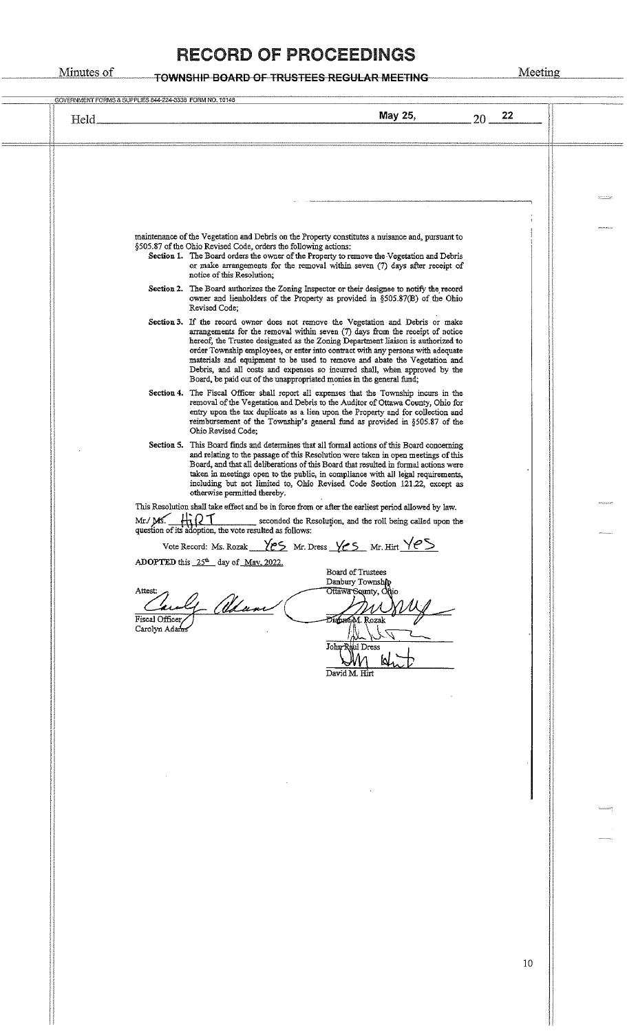# RECORD OF PROCEEDINGS

Minutes of TOWNSHIP BOARD OF TRUSTEES REGULAR MEETING Meeting

Held May 25, 2022

maintenance of the Vegetation and Debris on the Property constitutes a nuisance and, pursuant to §505.87 of the Ohio Revised Code, orders the following actions:

**Section 1.** The Board orders the owner of the Property to remove the Vegetation and Debris or make arrangements for the removal within seven (7) days after receipt of notice of this Resolution;

**Section 2.** The Board authorizes the Zoning Inspector or their designee to notify the record owner and lienholders of the Property as provided in §505.87(B) of the Ohio Revised Code;

**Section 3.** If the record owner does not remove the Vegetation and Debris or make arrangements for the removal within seven (7) days from the receipt of notice hereof, the Trustee designated as the Zoning Department liaison is authorized to order Township employees, or enter into contract with any persons with adequate materials and equipment to be used to remove and abate the Vegetation and Debris, and all costs and expenses so incurred shall, when approved by the Board, be paid out of the unappropriated monies in the general fund;

**Section 4.** The Fiscal Officer shall report all expenses that the Township incurs in the removal of the Vegetation and Debris to the Auditor of Ottawa County, Ohio for entry upon the tax duplicate as a lien upon the Property and for collection and reimbursement of the Township's general fund as provided in §505.87 of the Ohio Revised Code;

**Section 5.** This Board finds and determines that all formal actions of this Board concerning and relating to the passage of this Resolution were taken in open meetings of this Board, and that all deliberations of this Board that resulted in formal actions were taken in meetings open to the public, in compliance with all legal requirements, including but not limited to, Ohio Revised Code Section 121.22, except as otherwise permitted thereby.

This Resolution shall take effect and be in force from or after the earliest period allowed by law.

Mr./~~Ms.~~ HiRT seconded the Resolution, and the roll being called upon the question of its adoption, the vote resulted as follows:

Vote Record: Ms. Rozak Yes Mr. Dress Yes Mr. Hirt Yes

ADOPTED this 25th day of May, 2022.

Board of Trustees
Danbury Township
Ottawa County, Ohio

Attest:

Fiscal Officer
Carolyn Adams

Dianne M. Rozak

John Paul Dress

David M. Hirt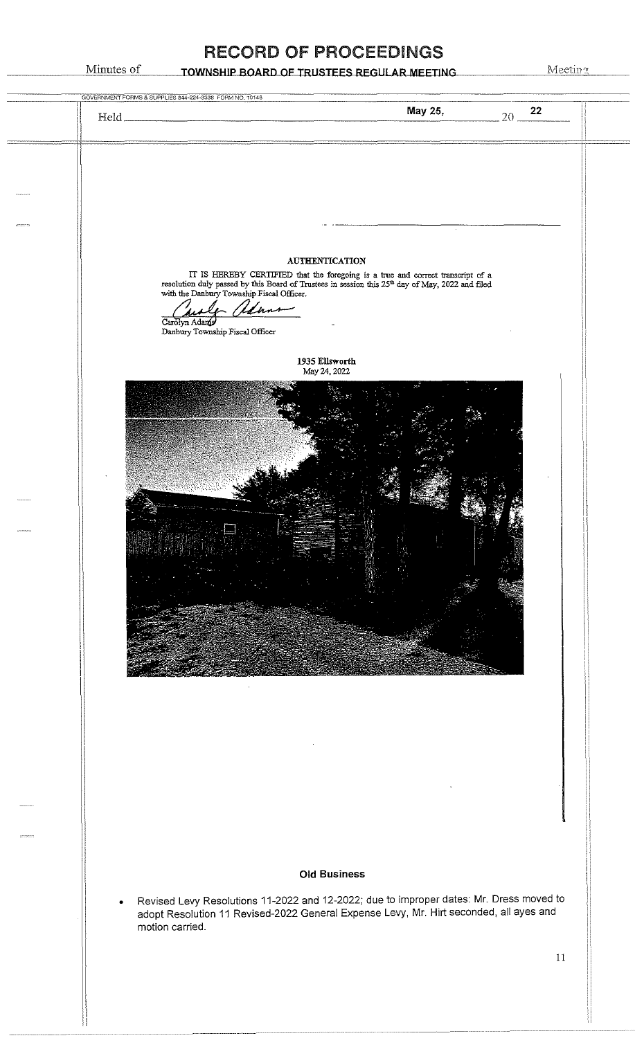# RECORD OF PROCEEDINGS

Minutes of TOWNSHIP BOARD OF TRUSTEES REGULAR MEETING Meeting

Held May 25, 2022

**AUTHENTICATION**

IT IS HEREBY CERTIFIED that the foregoing is a true and correct transcript of a resolution duly passed by this Board of Trustees in session this 25th day of May, 2022 and filed with the Danbury Township Fiscal Officer.

Carolyn Adams
Danbury Township Fiscal Officer

**1935 Ellsworth**
May 24, 2022

### Old Business

- Revised Levy Resolutions 11-2022 and 12-2022; due to improper dates: Mr. Dress moved to adopt Resolution 11 Revised-2022 General Expense Levy, Mr. Hirt seconded, all ayes and motion carried.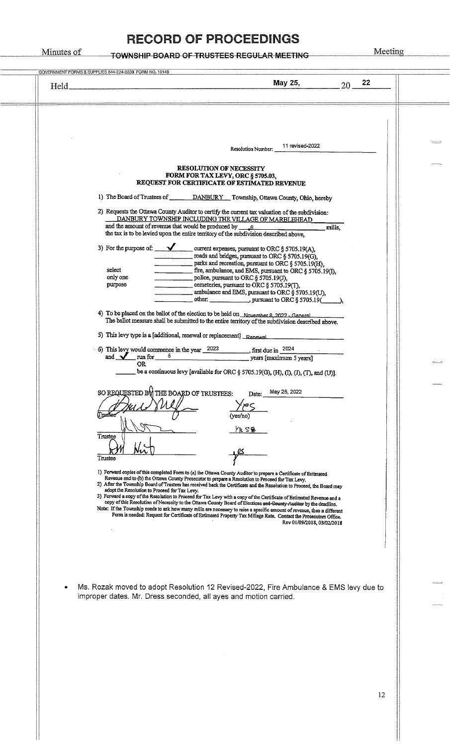# RECORD OF PROCEEDINGS

Minutes of ~~TOWNSHIP BOARD OF TRUSTEES REGULAR MEETING~~ Meeting

GOVERNMENT FORMS & SUPPLIES 844-224-3338 FORM NO. 10148

Held May 25, 20 22

Resolution Number: 11 revised-2022

**RESOLUTION OF NECESSITY**
**FORM FOR TAX LEVY, ORC § 5705.03,**
**REQUEST FOR CERTIFICATE OF ESTIMATED REVENUE**

1) The Board of Trustees of DANBURY Township, Ottawa County, Ohio, hereby

2) Requests the Ottawa County Auditor to certify the current tax valuation of the subdivision: DANBURY TOWNSHIP INCLUDING THE VILLAGE OF MARBLEHEAD and the amount of revenue that would be produced by .6 mills, the tax is to be levied upon the entire territory of the subdivision described above,

3) For the purpose of: (select only one purpose)
- ✓ current expenses, pursuant to ORC § 5705.19(A),
- ____ roads and bridges, pursuant to ORC § 5705.19(G),
- ____ parks and recreation, pursuant to ORC § 5705.19(H),
- ____ fire, ambulance, and EMS, pursuant to ORC § 5705.19(I),
- ____ police, pursuant to ORC § 5705.19(J),
- ____ cemeteries, pursuant to ORC § 5705.19(T),
- ____ ambulance and EMS, pursuant to ORC § 5705.19(U),
- ____ other: ________, pursuant to ORC § 5705.19(____),

4) To be placed on the ballot of the election to be held on November 8, 2022 - General
The ballot measure shall be submitted to the entire territory of the subdivision described above.

5) This levy type is a [additional, renewal or replacement] Renewal

6) This levy would commence in the year 2023, first due in 2024
and ✓ run for 5 years [maximum 5 years]
OR
____ be a continuous levy [available for ORC § 5705.19(G), (H), (I), (J), (T), and (U)].

SO REQUESTED BY THE BOARD OF TRUSTEES: Date: May 25, 2022

| Trustee | (yes/no) |
|---|---|
| [signature] Trustee | Yes |
| [signature] Trustee | Yes |
| [signature] Trustee | yes |

1) Forward copies of this completed Form to (a) the Ottawa County Auditor to prepare a Certificate of Estimated Revenue and to (b) the Ottawa County Prosecutor to prepare a Resolution to Proceed for Tax Levy.
2) After the Township Board of Trustees has received back the Certificate and the Resolution to Proceed, the Board may adopt the Resolution to Proceed for Tax Levy.
3) Forward a copy of the Resolution to Proceed for Tax Levy with a copy of the Certificate of Estimated Revenue and a copy of this Resolution of Necessity to the Ottawa County Board of Elections ~~and County Auditor~~ by the deadline.

Note: If the Township needs to ask how many mills are necessary to raise a specific amount of revenue, then a different Form is needed: Request for Certificate of Estimated Property Tax Millage Rate. Contact the Prosecutors Office.

Rev 01/09/2018, 03/02/2018

- Ms. Rozak moved to adopt Resolution 12 Revised-2022, Fire Ambulance & EMS levy due to improper dates. Mr. Dress seconded, all ayes and motion carried.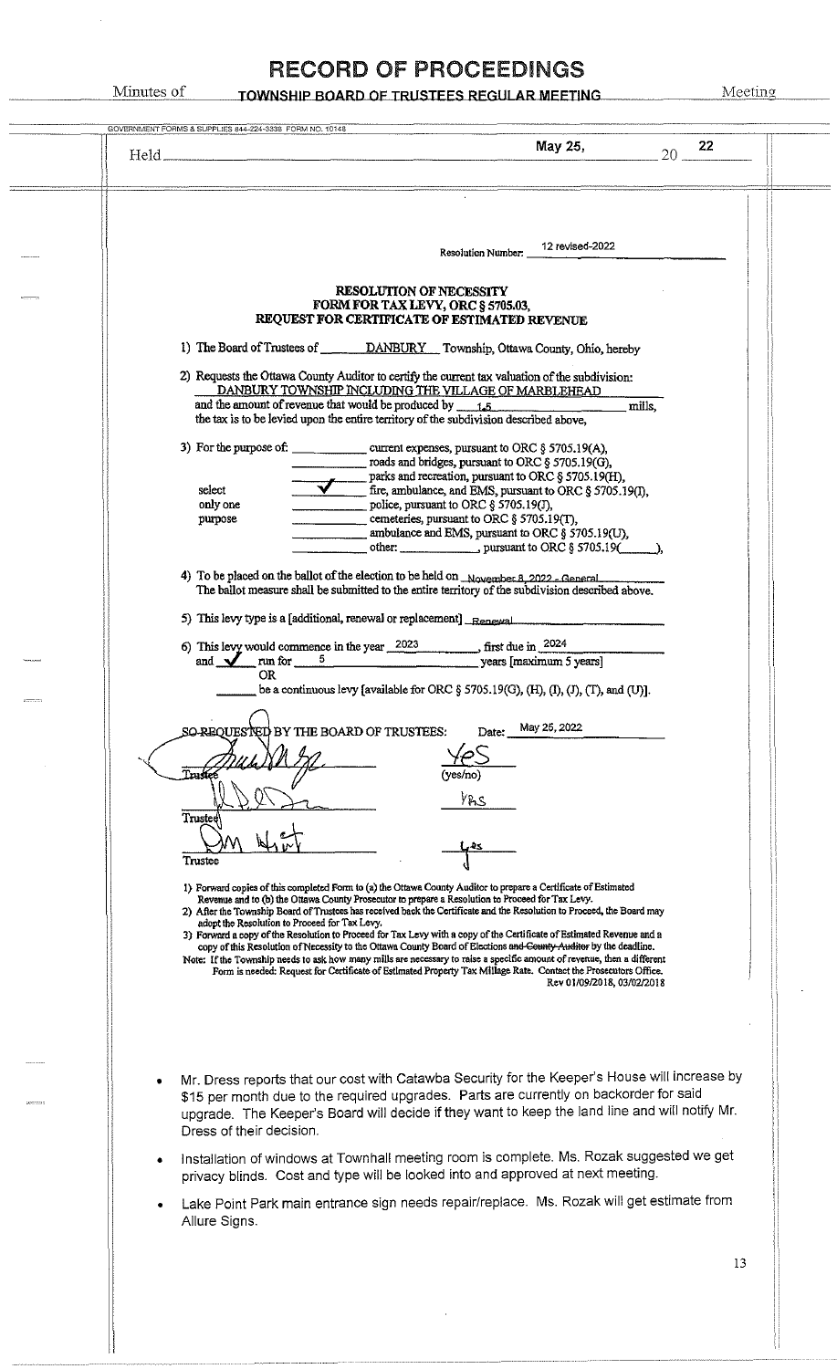# RECORD OF PROCEEDINGS

Minutes of **TOWNSHIP BOARD OF TRUSTEES REGULAR MEETING** Meeting

GOVERNMENT FORMS & SUPPLIES 844-224-3338 FORM NO. 10148

Held **May 25,** 20 **22**

Resolution Number: 12 revised-2022

## RESOLUTION OF NECESSITY
## FORM FOR TAX LEVY, ORC § 5705.03,
## REQUEST FOR CERTIFICATE OF ESTIMATED REVENUE

1) The Board of Trustees of DANBURY Township, Ottawa County, Ohio, hereby

2) Requests the Ottawa County Auditor to certify the current tax valuation of the subdivision: DANBURY TOWNSHIP INCLUDING THE VILLAGE OF MARBLEHEAD and the amount of revenue that would be produced by 1.5 mills, the tax is to be levied upon the entire territory of the subdivision described above,

3) For the purpose of: (select only one purpose)
- ______ current expenses, pursuant to ORC § 5705.19(A),
- ______ roads and bridges, pursuant to ORC § 5705.19(G),
- ______ parks and recreation, pursuant to ORC § 5705.19(H),
- ✓ fire, ambulance, and EMS, pursuant to ORC § 5705.19(I),
- ______ police, pursuant to ORC § 5705.19(J),
- ______ cemeteries, pursuant to ORC § 5705.19(T),
- ______ ambulance and EMS, pursuant to ORC § 5705.19(U),
- ______ other: ______, pursuant to ORC § 5705.19(____),

4) To be placed on the ballot of the election to be held on November 8, 2022 - General
The ballot measure shall be submitted to the entire territory of the subdivision described above.

5) This levy type is a [additional, renewal or replacement] Renewal

6) This levy would commence in the year 2023, first due in 2024
and ✓ run for 5 years [maximum 5 years]
OR
______ be a continuous levy [available for ORC § 5705.19(G), (H), (I), (J), (T), and (U)].

SO REQUESTED BY THE BOARD OF TRUSTEES: Date: May 25, 2022

| Trustee | (yes/no) |
|---|---|
| [signature] | Yes |
| [signature] | Yes |
| [signature] | Yes |

1) Forward copies of this completed Form to (a) the Ottawa County Auditor to prepare a Certificate of Estimated Revenue and to (b) the Ottawa County Prosecutor to prepare a Resolution to Proceed for Tax Levy.
2) After the Township Board of Trustees has received back the Certificate and the Resolution to Proceed, the Board may adopt the Resolution to Proceed for Tax Levy.
3) Forward a copy of the Resolution to Proceed for Tax Levy with a copy of the Certificate of Estimated Revenue and a copy of this Resolution of Necessity to the Ottawa County Board of Elections ~~and County Auditor~~ by the deadline.

Note: If the Township needs to ask how many mills are necessary to raise a specific amount of revenue, then a different Form is needed: Request for Certificate of Estimated Property Tax Millage Rate. Contact the Prosecutors Office.

Rev 01/09/2018, 03/02/2018

- Mr. Dress reports that our cost with Catawba Security for the Keeper's House will increase by $15 per month due to the required upgrades. Parts are currently on backorder for said upgrade. The Keeper's Board will decide if they want to keep the land line and will notify Mr. Dress of their decision.
- Installation of windows at Townhall meeting room is complete. Ms. Rozak suggested we get privacy blinds. Cost and type will be looked into and approved at next meeting.
- Lake Point Park main entrance sign needs repair/replace. Ms. Rozak will get estimate from Allure Signs.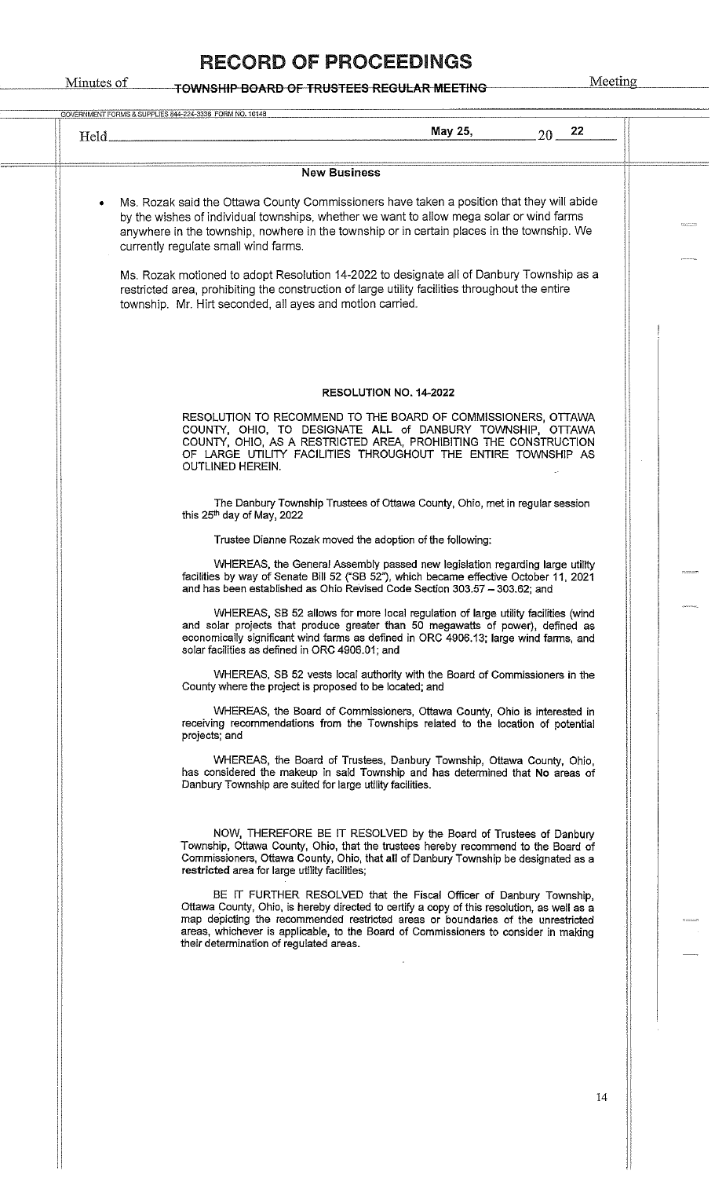# RECORD OF PROCEEDINGS

Minutes of TOWNSHIP BOARD OF TRUSTEES REGULAR MEETING Meeting

Held May 25, 20 22

## New Business

- Ms. Rozak said the Ottawa County Commissioners have taken a position that they will abide by the wishes of individual townships, whether we want to allow mega solar or wind farms anywhere in the township, nowhere in the township or in certain places in the township. We currently regulate small wind farms.

  Ms. Rozak motioned to adopt Resolution 14-2022 to designate all of Danbury Township as a restricted area, prohibiting the construction of large utility facilities throughout the entire township. Mr. Hirt seconded, all ayes and motion carried.

### RESOLUTION NO. 14-2022

RESOLUTION TO RECOMMEND TO THE BOARD OF COMMISSIONERS, OTTAWA COUNTY, OHIO, TO DESIGNATE **ALL** of DANBURY TOWNSHIP, OTTAWA COUNTY, OHIO, AS A RESTRICTED AREA, PROHIBITING THE CONSTRUCTION OF LARGE UTILITY FACILITIES THROUGHOUT THE ENTIRE TOWNSHIP AS OUTLINED HEREIN.

The Danbury Township Trustees of Ottawa County, Ohio, met in regular session this 25th day of May, 2022

Trustee Dianne Rozak moved the adoption of the following:

WHEREAS, the General Assembly passed new legislation regarding large utility facilities by way of Senate Bill 52 ("SB 52"), which became effective October 11, 2021 and has been established as Ohio Revised Code Section 303.57 – 303.62; and

WHEREAS, SB 52 allows for more local regulation of large utility facilities (wind and solar projects that produce greater than 50 megawatts of power), defined as economically significant wind farms as defined in ORC 4906.13; large wind farms, and solar facilities as defined in ORC 4906.01; and

WHEREAS, SB 52 vests local authority with the Board of Commissioners in the County where the project is proposed to be located; and

WHEREAS, the Board of Commissioners, Ottawa County, Ohio is interested in receiving recommendations from the Townships related to the location of potential projects; and

WHEREAS, the Board of Trustees, Danbury Township, Ottawa County, Ohio, has considered the makeup in said Township and has determined that **No** areas of Danbury Township are suited for large utility facilities.

NOW, THEREFORE BE IT RESOLVED by the Board of Trustees of Danbury Township, Ottawa County, Ohio, that the trustees hereby recommend to the Board of Commissioners, Ottawa County, Ohio, that **all** of Danbury Township be designated as a **restricted** area for large utility facilities;

BE IT FURTHER RESOLVED that the Fiscal Officer of Danbury Township, Ottawa County, Ohio, is hereby directed to certify a copy of this resolution, as well as a map depicting the recommended restricted areas or boundaries of the unrestricted areas, whichever is applicable, to the Board of Commissioners to consider in making their determination of regulated areas.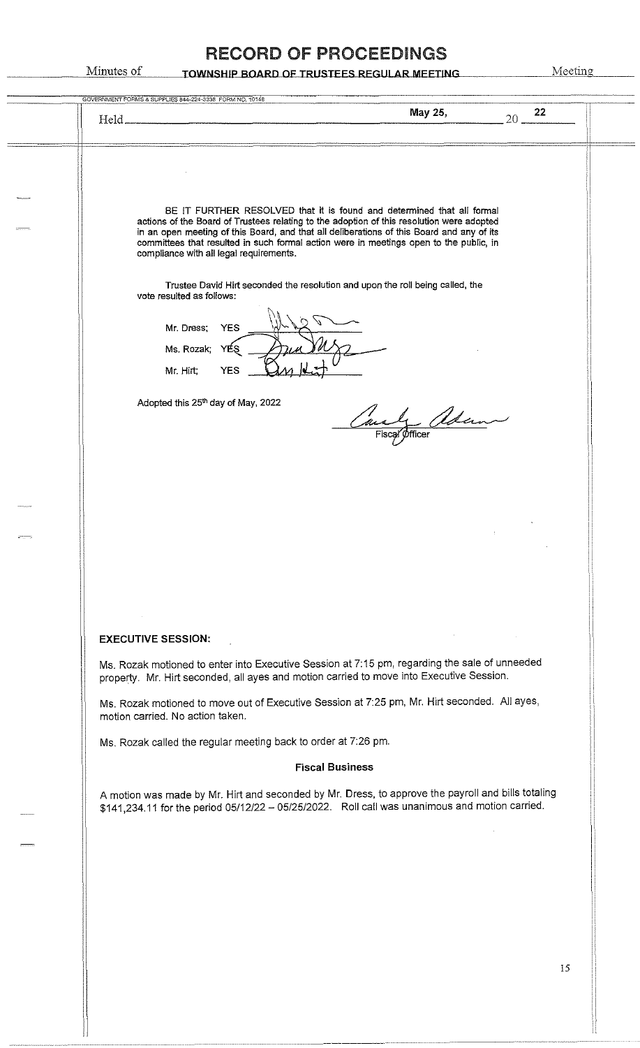# RECORD OF PROCEEDINGS

Minutes of **TOWNSHIP BOARD OF TRUSTEES REGULAR MEETING** Meeting

Held **May 25, 20 22**

BE IT FURTHER RESOLVED that it is found and determined that all formal actions of the Board of Trustees relating to the adoption of this resolution were adopted in an open meeting of this Board, and that all deliberations of this Board and any of its committees that resulted in such formal action were in meetings open to the public, in compliance with all legal requirements.

Trustee David Hirt seconded the resolution and upon the roll being called, the vote resulted as follows:

Mr. Dress; YES

Ms. Rozak; YES

Mr. Hirt; YES

Adopted this 25th day of May, 2022

Fiscal Officer

**EXECUTIVE SESSION:**

Ms. Rozak motioned to enter into Executive Session at 7:15 pm, regarding the sale of unneeded property. Mr. Hirt seconded, all ayes and motion carried to move into Executive Session.

Ms. Rozak motioned to move out of Executive Session at 7:25 pm, Mr. Hirt seconded. All ayes, motion carried. No action taken.

Ms. Rozak called the regular meeting back to order at 7:26 pm.

**Fiscal Business**

A motion was made by Mr. Hirt and seconded by Mr. Dress, to approve the payroll and bills totaling $141,234.11 for the period 05/12/22 – 05/25/2022. Roll call was unanimous and motion carried.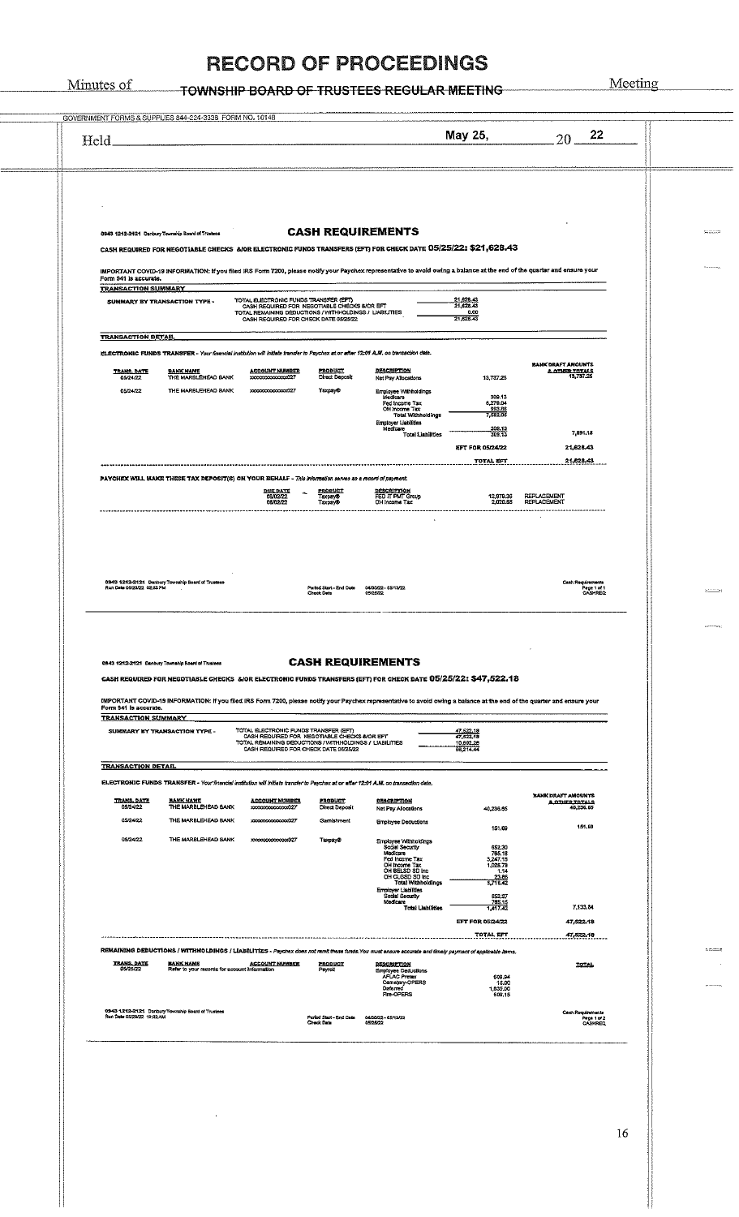# RECORD OF PROCEEDINGS

Minutes of TOWNSHIP BOARD OF TRUSTEES REGULAR MEETING Meeting

GOVERNMENT FORMS & SUPPLIES 844-224-3338 FORM NO. 10148

Held May 25, 20 22

0943 1212-2121 Danbury Township Board of Trustees

## CASH REQUIREMENTS

**CASH REQUIRED FOR NEGOTIABLE CHECKS &/OR ELECTRONIC FUNDS TRANSFERS (EFT) FOR CHECK DATE 05/25/22: $21,628.43**

IMPORTANT COVID-19 INFORMATION: If you filed IRS Form 7200, please notify your Paychex representative to avoid owing a balance at the end of the quarter and ensure your Form 941 is accurate.

**TRANSACTION SUMMARY**

| SUMMARY BY TRANSACTION TYPE - | |
|---|---|
| TOTAL ELECTRONIC FUNDS TRANSFER (EFT) | 21,628.43 |
| CASH REQUIRED FOR NEGOTIABLE CHECKS &/OR EFT | 21,628.43 |
| TOTAL REMAINING DEDUCTIONS / WITHHOLDINGS / LIABILITIES | 0.00 |
| CASH REQUIRED FOR CHECK DATE 05/25/22 | 21,628.43 |

**TRANSACTION DETAIL**

ELECTRONIC FUNDS TRANSFER - *Your financial institution will initiate transfer to Paychex at or after 12:01 A.M. on transaction date.*

| TRANS. DATE | BANK NAME | ACCOUNT NUMBER | PRODUCT | DESCRIPTION | | BANK DRAFT AMOUNTS & OTHER TOTALS |
|---|---|---|---|---|---|---|
| 05/24/22 | THE MARBLEHEAD BANK | xxxxxxxxxxxxxx027 | Direct Deposit | Net Pay Allocations | 13,737.25 | 13,737.25 |
| 05/24/22 | THE MARBLEHEAD BANK | xxxxxxxxxxxxxx027 | Taxpay® | Employee Withholdings | | |
| | | | | Medicare | 309.13 | |
| | | | | Fed Income Tax | 6,279.04 | |
| | | | | OH Income Tax | 993.88 | |
| | | | | Total Withholdings | 7,582.05 | |
| | | | | Employer Liabilities | | |
| | | | | Medicare | 309.13 | |
| | | | | Total Liabilities | 309.13 | 7,891.18 |
| | | | | | EFT FOR 05/24/22 | 21,628.43 |
| | | | | | TOTAL EFT | 21,628.43 |

PAYCHEX WILL MAKE THESE TAX DEPOSIT(S) ON YOUR BEHALF - *This information serves as a record of payment.*

| DUE DATE | PRODUCT | DESCRIPTION | | |
|---|---|---|---|---|
| 05/02/22 | Taxpay® | FED IT PMT Group | 12,970.38 | REPLACEMENT |
| 05/02/22 | Taxpay® | OH Income Tax | 2,020.88 | REPLACEMENT |

0943 1212-2121 Danbury Township Board of Trustees
Run Date 05/23/22 02:53 PM

Period Start - End Date 04/30/22 - 05/13/22
Check Date 05/25/22

Cash Requirements
Page 1 of 1
CASHREQ

0943 1212-2121 Danbury Township Board of Trustees

## CASH REQUIREMENTS

**CASH REQUIRED FOR NEGOTIABLE CHECKS &/OR ELECTRONIC FUNDS TRANSFERS (EFT) FOR CHECK DATE 05/25/22: $47,522.18**

IMPORTANT COVID-19 INFORMATION: If you filed IRS Form 7200, please notify your Paychex representative to avoid owing a balance at the end of the quarter and ensure your Form 941 is accurate.

**TRANSACTION SUMMARY**

| SUMMARY BY TRANSACTION TYPE - | |
|---|---|
| TOTAL ELECTRONIC FUNDS TRANSFER (EFT) | 47,522.18 |
| CASH REQUIRED FOR NEGOTIABLE CHECKS &/OR EFT | 47,522.18 |
| TOTAL REMAINING DEDUCTIONS / WITHHOLDINGS / LIABILITIES | 10,692.26 |
| CASH REQUIRED FOR CHECK DATE 05/25/22 | 58,214.44 |

**TRANSACTION DETAIL**

ELECTRONIC FUNDS TRANSFER - *Your financial institution will initiate transfer to Paychex at or after 12:01 A.M. on transaction date.*

| TRANS. DATE | BANK NAME | ACCOUNT NUMBER | PRODUCT | DESCRIPTION | | BANK DRAFT AMOUNTS & OTHER TOTALS |
|---|---|---|---|---|---|---|
| 05/24/22 | THE MARBLEHEAD BANK | xxxxxxxxxxxxxx027 | Direct Deposit | Net Pay Allocations | 40,236.65 | 40,236.65 |
| 05/24/22 | THE MARBLEHEAD BANK | xxxxxxxxxxxxxx027 | Garnishment | Employee Deductions | 151.69 | 151.69 |
| 05/24/22 | THE MARBLEHEAD BANK | xxxxxxxxxxxxxx027 | Taxpay® | Employee Withholdings | | |
| | | | | Social Security | 652.30 | |
| | | | | Medicare | 765.16 | |
| | | | | Fed Income Tax | 3,247.15 | |
| | | | | OH Income Tax | 1,026.78 | |
| | | | | OH BELSD SD Inc | 1.34 | |
| | | | | OH CLGSD SD Inc | 23.69 | |
| | | | | Total Withholdings | 5,716.42 | |
| | | | | Employer Liabilities | | |
| | | | | Social Security | 652.27 | |
| | | | | Medicare | 765.15 | |
| | | | | Total Liabilities | 1,417.42 | 7,133.84 |
| | | | | | EFT FOR 05/24/22 | 47,522.18 |
| | | | | | TOTAL EFT | 47,522.18 |

REMAINING DEDUCTIONS / WITHHOLDINGS / LIABILITIES - *Paychex does not remit these funds. You must ensure accurate and timely payment of applicable items.*

| TRANS. DATE | BANK NAME | ACCOUNT NUMBER | PRODUCT | DESCRIPTION | | TOTAL |
|---|---|---|---|---|---|---|
| 05/25/22 | Refer to your records for account information | | Payroll | Employee Deductions | | |
| | | | | AFLAC Pretax | 609.94 | |
| | | | | Cemetery-OPERS | 13.00 | |
| | | | | Deferred | 1,635.00 | |
| | | | | Fire-OPERS | 509.15 | |

0943 1212-2121 Danbury Township Board of Trustees
Run Date 05/23/22 10:32 AM

Period Start - End Date 04/30/22 - 05/13/22
Check Date 05/25/22

Cash Requirements
Page 1 of 2
CASHREQ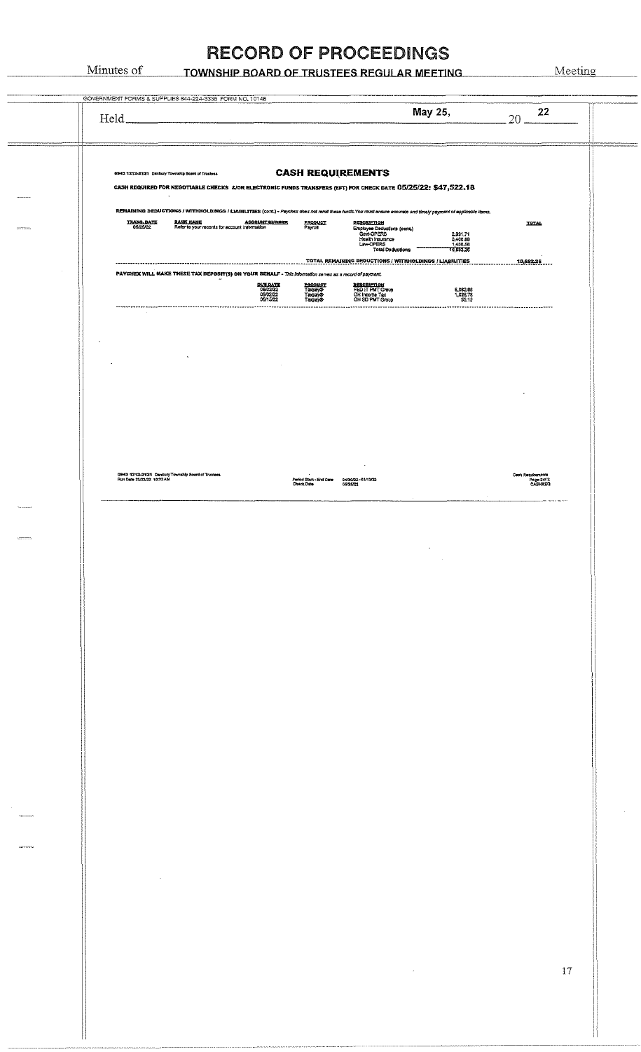# RECORD OF PROCEEDINGS

Minutes of **TOWNSHIP BOARD OF TRUSTEES REGULAR MEETING** Meeting

GOVERNMENT FORMS & SUPPLIES 844-224-3338 FORM NO. 10148

Held **May 25,** 20 **22**

0943 1212-2121 Danbury Township Board of Trustees

## CASH REQUIREMENTS

**CASH REQUIRED FOR NEGOTIABLE CHECKS &/OR ELECTRONIC FUNDS TRANSFERS (EFT) FOR CHECK DATE 05/25/22: $47,522.18**

**REMAINING DEDUCTIONS / WITHHOLDINGS / LIABILITIES (cont.)** - *Paychex does not remit these funds. You must ensure accurate and timely payment of applicable items.*

| TRANS. DATE | BANK NAME | ACCOUNT NUMBER | PRODUCT | DESCRIPTION | | TOTAL |
|---|---|---|---|---|---|---|
| 05/25/22 | Refer to your records for account information | | Payroll | Employee Deductions (cont.) | | |
| | | | | Govt-OPERS | 2,991.71 | |
| | | | | Health Insurance | 3,400.88 | |
| | | | | Law-OPERS | 1,420.58 | |
| | | | | Total Deductions | 11,852.25 | |
| | | | | **TOTAL REMAINING DEDUCTIONS / WITHHOLDINGS / LIABILITIES** | | **10,682.25** |

**PAYCHEX WILL MAKE THESE TAX DEPOSIT(S) ON YOUR BEHALF** - *This information serves as a record of payment.*

| DUE DATE | PRODUCT | DESCRIPTION | |
|---|---|---|---|
| 06/02/22 | Taxpay® | FED IT PMT Group | 6,082.06 |
| 06/02/22 | Taxpay® | OH Income Tax | 1,026.78 |
| 06/15/22 | Taxpay® | OH SD PMT Group | 53.13 |

0943 1212-2121 Danbury Township Board of Trustees
Run Date 05/23/22 10:32 AM

Period Start - End Date 04/30/22 - 05/13/22
Check Date 05/25/22

Cash Requirements
Page 2 of 2
CASHREQ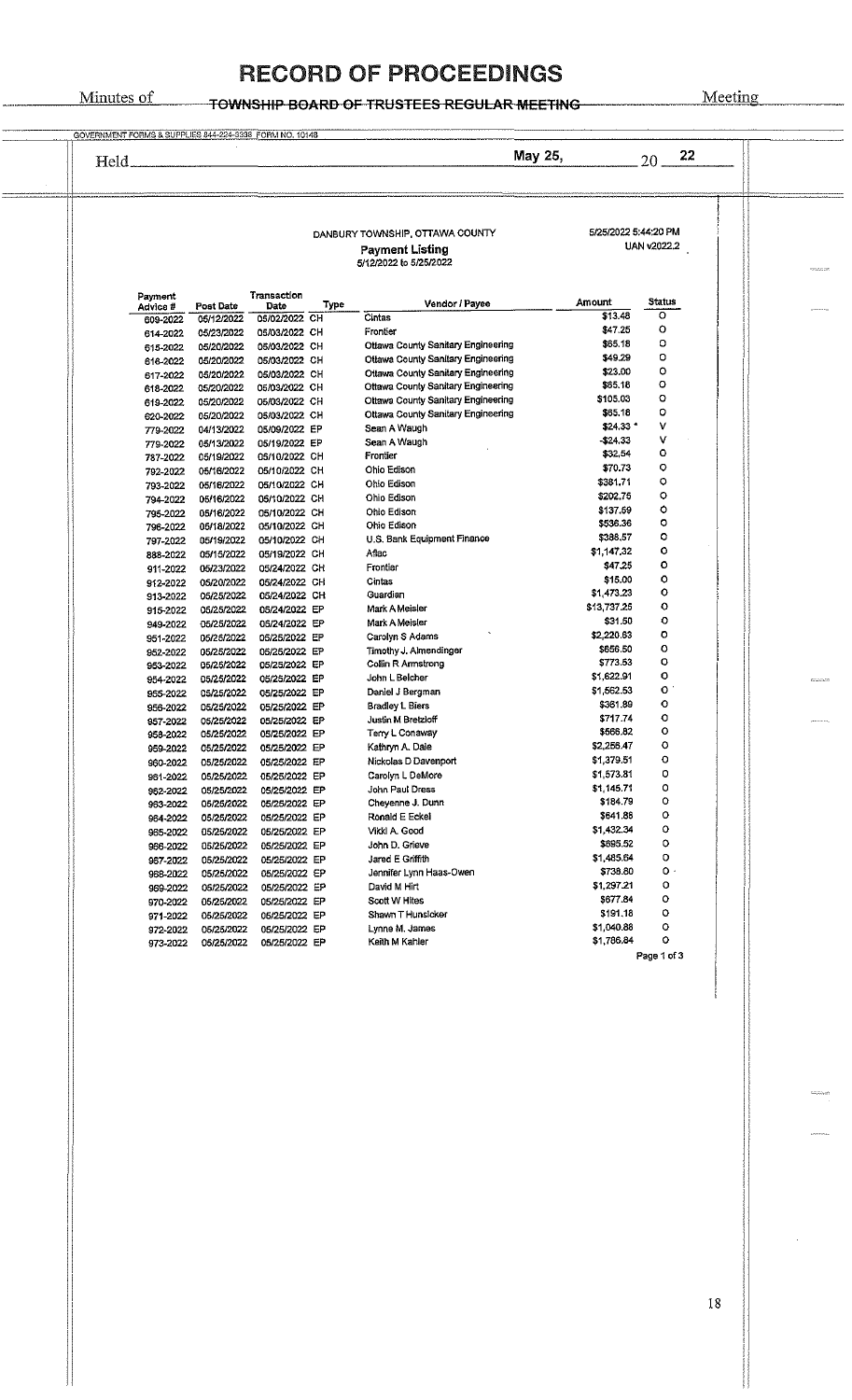# RECORD OF PROCEEDINGS

Minutes of TOWNSHIP BOARD OF TRUSTEES REGULAR MEETING Meeting

GOVERNMENT FORMS & SUPPLIES 844-224-3338 FORM NO. 10148

Held May 25, 20 22

DANBURY TOWNSHIP, OTTAWA COUNTY

**Payment Listing**

5/12/2022 to 5/25/2022

5/25/2022 5:44:20 PM

UAN v2022.2

| Payment Advice # | Post Date | Transaction Date | Type | Vendor / Payee | Amount | Status |
|---|---|---|---|---|---|---|
| 609-2022 | 05/12/2022 | 05/02/2022 | CH | Cintas | $13.48 | O |
| 614-2022 | 05/23/2022 | 05/03/2022 | CH | Frontier | $47.25 | O |
| 615-2022 | 05/20/2022 | 05/03/2022 | CH | Ottawa County Sanitary Engineering | $65.18 | O |
| 616-2022 | 05/20/2022 | 05/03/2022 | CH | Ottawa County Sanitary Engineering | $49.29 | O |
| 617-2022 | 05/20/2022 | 05/03/2022 | CH | Ottawa County Sanitary Engineering | $23.00 | O |
| 618-2022 | 05/20/2022 | 05/03/2022 | CH | Ottawa County Sanitary Engineering | $65.18 | O |
| 619-2022 | 05/20/2022 | 05/03/2022 | CH | Ottawa County Sanitary Engineering | $105.03 | O |
| 620-2022 | 05/20/2022 | 05/03/2022 | CH | Ottawa County Sanitary Engineering | $65.18 | O |
| 779-2022 | 04/13/2022 | 05/09/2022 | EP | Sean A Waugh | $24.33 * | V |
| 779-2022 | 05/13/2022 | 05/19/2022 | EP | Sean A Waugh | -$24.33 | V |
| 787-2022 | 05/19/2022 | 05/10/2022 | CH | Frontier | $32.54 | O |
| 792-2022 | 05/16/2022 | 05/10/2022 | CH | Ohio Edison | $70.73 | O |
| 793-2022 | 05/16/2022 | 05/10/2022 | CH | Ohio Edison | $381.71 | O |
| 794-2022 | 05/16/2022 | 05/10/2022 | CH | Ohio Edison | $202.75 | O |
| 795-2022 | 05/16/2022 | 05/10/2022 | CH | Ohio Edison | $137.59 | O |
| 796-2022 | 05/18/2022 | 05/10/2022 | CH | Ohio Edison | $536.36 | O |
| 797-2022 | 05/19/2022 | 05/10/2022 | CH | U.S. Bank Equipment Finance | $388.57 | O |
| 888-2022 | 05/15/2022 | 05/19/2022 | CH | Aflac | $1,147.32 | O |
| 911-2022 | 05/23/2022 | 05/24/2022 | CH | Frontier | $47.25 | O |
| 912-2022 | 05/20/2022 | 05/24/2022 | CH | Cintas | $15.00 | O |
| 913-2022 | 05/25/2022 | 05/24/2022 | CH | Guardian | $1,473.23 | O |
| 915-2022 | 05/25/2022 | 05/24/2022 | EP | Mark A Meisler | $13,737.25 | O |
| 949-2022 | 05/25/2022 | 05/24/2022 | EP | Mark A Meisler | $31.50 | O |
| 951-2022 | 05/25/2022 | 05/25/2022 | EP | Carolyn S Adams | $2,220.63 | O |
| 952-2022 | 05/25/2022 | 05/25/2022 | EP | Timothy J. Almendinger | $656.50 | O |
| 953-2022 | 05/25/2022 | 05/25/2022 | EP | Collin R Armstrong | $773.53 | O |
| 954-2022 | 05/25/2022 | 05/25/2022 | EP | John L Belcher | $1,622.91 | O |
| 955-2022 | 05/25/2022 | 05/25/2022 | EP | Daniel J Bergman | $1,562.53 | O |
| 956-2022 | 05/25/2022 | 05/25/2022 | EP | Bradley L Biers | $361.89 | O |
| 957-2022 | 05/25/2022 | 05/25/2022 | EP | Justin M Bretzloff | $717.74 | O |
| 958-2022 | 05/25/2022 | 05/25/2022 | EP | Terry L Conaway | $566.82 | O |
| 959-2022 | 05/25/2022 | 05/25/2022 | EP | Kathryn A. Dale | $2,256.47 | O |
| 960-2022 | 05/25/2022 | 05/25/2022 | EP | Nickolas D Davenport | $1,379.51 | O |
| 961-2022 | 05/25/2022 | 05/25/2022 | EP | Carolyn L DeMore | $1,573.81 | O |
| 962-2022 | 05/25/2022 | 05/25/2022 | EP | John Paul Dress | $1,145.71 | O |
| 963-2022 | 05/25/2022 | 05/25/2022 | EP | Cheyenne J. Dunn | $184.79 | O |
| 964-2022 | 05/25/2022 | 05/25/2022 | EP | Ronald E Eckel | $641.86 | O |
| 965-2022 | 05/25/2022 | 05/25/2022 | EP | Vikki A. Good | $1,432.34 | O |
| 966-2022 | 05/25/2022 | 05/25/2022 | EP | John D. Grieve | $695.52 | O |
| 967-2022 | 05/25/2022 | 05/25/2022 | EP | Jared E Griffith | $1,485.64 | O |
| 968-2022 | 05/25/2022 | 05/25/2022 | EP | Jennifer Lynn Haas-Owen | $738.80 | O |
| 969-2022 | 05/25/2022 | 05/25/2022 | EP | David M Hirt | $1,297.21 | O |
| 970-2022 | 05/25/2022 | 05/25/2022 | EP | Scott W Hites | $677.84 | O |
| 971-2022 | 05/25/2022 | 05/25/2022 | EP | Shawn T Hunsicker | $191.18 | O |
| 972-2022 | 05/25/2022 | 05/25/2022 | EP | Lynne M. James | $1,040.88 | O |
| 973-2022 | 05/25/2022 | 05/25/2022 | EP | Keith M Kahler | $1,786.84 | O |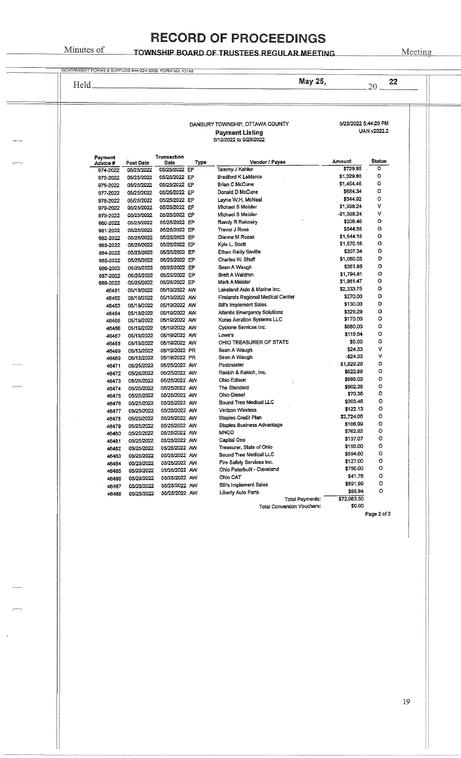# RECORD OF PROCEEDINGS

Minutes of **TOWNSHIP BOARD OF TRUSTEES REGULAR MEETING** Meeting

GOVERNMENT FORMS & SUPPLIES 844-224-3338 FORM NO. 10148

Held **May 25,** 20 **22**

DANBURY TOWNSHIP, OTTAWA COUNTY

**Payment Listing**

5/12/2022 to 5/25/2022

5/25/2022 5:44:20 PM

UAN v2022.2

| Payment Advice # | Post Date | Transaction Date | Type | Vendor / Payee | Amount | Status |
|---|---|---|---|---|---|---|
| 974-2022 | 05/25/2022 | 05/25/2022 | EP | Tammy J Kahler | $729.85 | O |
| 975-2022 | 05/25/2022 | 05/25/2022 | EP | Bradford K LaMarca | $1,329.80 | O |
| 976-2022 | 05/25/2022 | 05/25/2022 | EP | Brian C McCune | $1,454.46 | O |
| 977-2022 | 05/25/2022 | 05/25/2022 | EP | Donald D McCune | $684.34 | O |
| 978-2022 | 05/25/2022 | 05/25/2022 | EP | Layne W.H. McNeal | $344.92 | O |
| 979-2022 | 05/25/2022 | 05/25/2022 | EP | Michael S Meisler | $1,398.24 | V |
| 979-2022 | 05/25/2022 | 05/25/2022 | EP | Michael S Meisler | -$1,398.24 | V |
| 980-2022 | 05/25/2022 | 05/25/2022 | EP | Randy R Rakosky | $208.46 | O |
| 981-2022 | 05/25/2022 | 05/25/2022 | EP | Trevor J Ross | $544.55 | O |
| 982-2022 | 05/25/2022 | 05/25/2022 | EP | Dianne M Rozak | $1,544.18 | O |
| 983-2022 | 05/25/2022 | 05/25/2022 | EP | Kyle L. Scott | $1,570.16 | O |
| 984-2022 | 05/25/2022 | 05/25/2022 | EP | Ethan Reilly Seville | $207.34 | O |
| 985-2022 | 05/25/2022 | 05/25/2022 | EP | Charles W. Shuff | $1,050.03 | O |
| 986-2022 | 05/25/2022 | 05/25/2022 | EP | Sean A Waugh | $351.85 | O |
| 987-2022 | 05/25/2022 | 05/25/2022 | EP | Brett A Waldron | $1,794.81 | O |
| 989-2022 | 05/25/2022 | 05/25/2022 | EP | Mark A Meisler | $1,981.47 | O |
| 46461 | 05/19/2022 | 05/19/2022 | AW | Lakeland Auto & Marine Inc. | $2,333.75 | O |
| 46462 | 05/19/2022 | 05/19/2022 | AW | Firelands Regional Medical Center | $270.00 | O |
| 46463 | 05/19/2022 | 05/19/2022 | AW | Bill's Implement Sales | $130.00 | O |
| 46464 | 05/19/2022 | 05/19/2022 | AW | Atlantic Emergency Solutions | $329.29 | O |
| 46465 | 05/19/2022 | 05/19/2022 | AW | Kuras Aeration Systems LLC | $170.00 | O |
| 46466 | 05/19/2022 | 05/19/2022 | AW | Cyclone Services Inc. | $680.00 | O |
| 46467 | 05/19/2022 | 05/19/2022 | AW | Lowe's | $119.64 | O |
| 46468 | 05/19/2022 | 05/19/2022 | AW | OHIO TREASURER OF STATE | $5.00 | O |
| 46469 | 05/13/2022 | 05/19/2022 | PR | Sean A Waugh | $24.33 | V |
| 46469 | 05/13/2022 | 05/19/2022 | PR | Sean A Waugh | -$24.33 | V |
| 46471 | 05/25/2022 | 05/25/2022 | AW | Postmaster | $1,829.29 | O |
| 46472 | 05/25/2022 | 05/25/2022 | AW | Rakich & Rakich, Inc. | $622.88 | O |
| 46473 | 05/25/2022 | 05/25/2022 | AW | Ohio Edison | $695.03 | O |
| 46474 | 05/25/2022 | 05/25/2022 | AW | The Standard | $902.38 | O |
| 46475 | 05/25/2022 | 05/25/2022 | AW | Ohio Diesel | $70.36 | O |
| 46476 | 05/25/2022 | 05/25/2022 | AW | Bound Tree Medical LLC | $303.48 | O |
| 46477 | 05/25/2022 | 05/25/2022 | AW | Verizon Wireless | $122.13 | O |
| 46478 | 05/25/2022 | 05/25/2022 | AW | Staples Credit Plan | $2,724.05 | O |
| 46479 | 05/25/2022 | 05/25/2022 | AW | Staples Business Advantage | $106.99 | O |
| 46480 | 05/25/2022 | 05/25/2022 | AW | MNCO | $762.62 | O |
| 46481 | 05/25/2022 | 05/25/2022 | AW | Capital One | $137.07 | O |
| 46482 | 05/25/2022 | 05/25/2022 | AW | Treasurer, State of Ohio | $160.00 | O |
| 46483 | 05/25/2022 | 05/25/2022 | AW | Bound Tree Medical LLC | $594.60 | O |
| 46484 | 05/25/2022 | 05/25/2022 | AW | Fire Safety Services Inc. | $127.00 | O |
| 46485 | 05/25/2022 | 05/25/2022 | AW | Ohio Peterbuilt - Cleveland | $750.00 | O |
| 46486 | 05/25/2022 | 05/25/2022 | AW | Ohio CAT | $41.76 | O |
| 46487 | 05/25/2022 | 05/25/2022 | AW | Bill's Implement Sales | $591.99 | O |
| 46488 | 05/25/2022 | 05/25/2022 | AW | Liberty Auto Parts | $95.94 | O |
| | | | | Total Payments: | $72,083.50 | |
| | | | | Total Conversion Vouchers: | $0.00 | |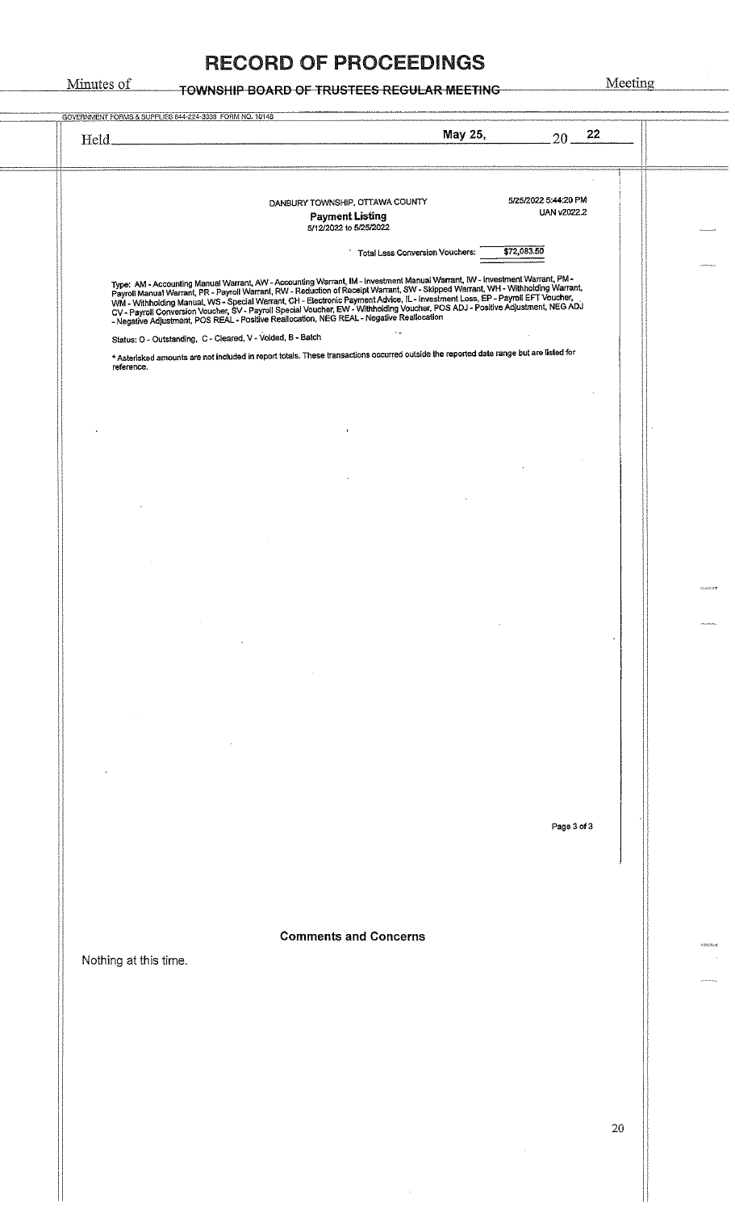# RECORD OF PROCEEDINGS

Minutes of TOWNSHIP BOARD OF TRUSTEES REGULAR MEETING Meeting

Held May 25, 2022

DANBURY TOWNSHIP, OTTAWA COUNTY

5/25/2022 5:44:20 PM

UAN v2022.2

**Payment Listing**

5/12/2022 to 5/25/2022

Total Less Conversion Vouchers: $72,083.50

Type: AM - Accounting Manual Warrant, AW - Accounting Warrant, IM - Investment Manual Warrant, IW - Investment Warrant, PM - Payroll Manual Warrant, PR - Payroll Warrant, RW - Reduction of Receipt Warrant, SW - Skipped Warrant, WH - Withholding Warrant, WM - Withholding Manual, WS - Special Warrant, CH - Electronic Payment Advice, IL - Investment Loss, EP - Payroll EFT Voucher, CV - Payroll Conversion Voucher, SV - Payroll Special Voucher, EW - Withholding Voucher, POS ADJ - Positive Adjustment, NEG ADJ - Negative Adjustment, POS REAL - Positive Reallocation, NEG REAL - Negative Reallocation

Status: O - Outstanding, C - Cleared, V - Voided, B - Batch

* Asterisked amounts are not included in report totals. These transactions occurred outside the reported date range but are listed for reference.

## Comments and Concerns

Nothing at this time.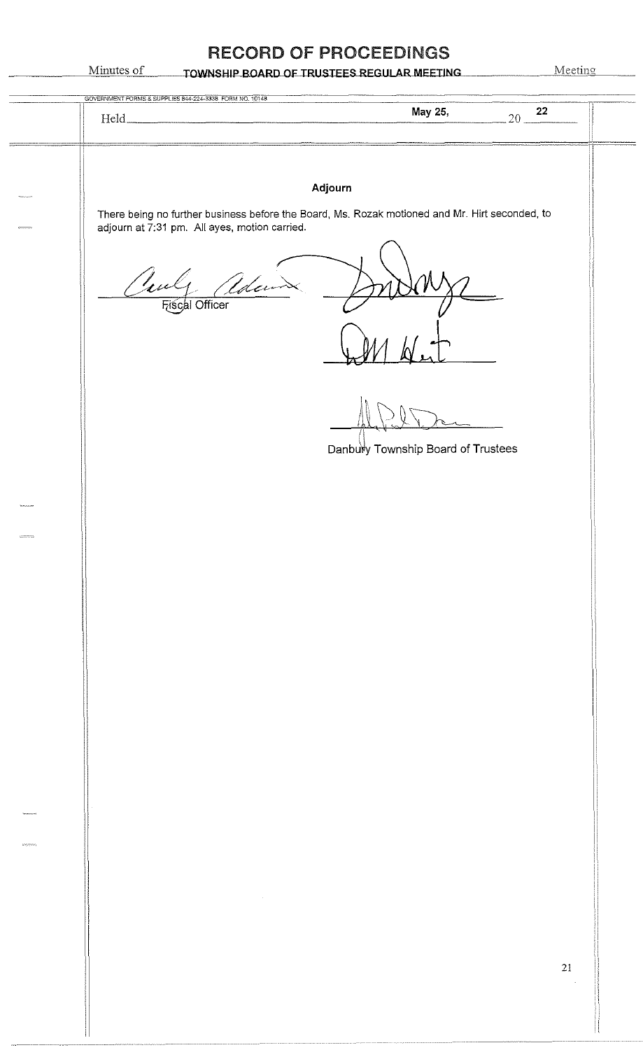# RECORD OF PROCEEDINGS

Minutes of TOWNSHIP BOARD OF TRUSTEES REGULAR MEETING Meeting

GOVERNMENT FORMS & SUPPLIES 844-224-3338 FORM NO. 10148

Held May 25, 20 22

## Adjourn

There being no further business before the Board, Ms. Rozak motioned and Mr. Hirt seconded, to adjourn at 7:31 pm. All ayes, motion carried.

Fiscal Officer

Danbury Township Board of Trustees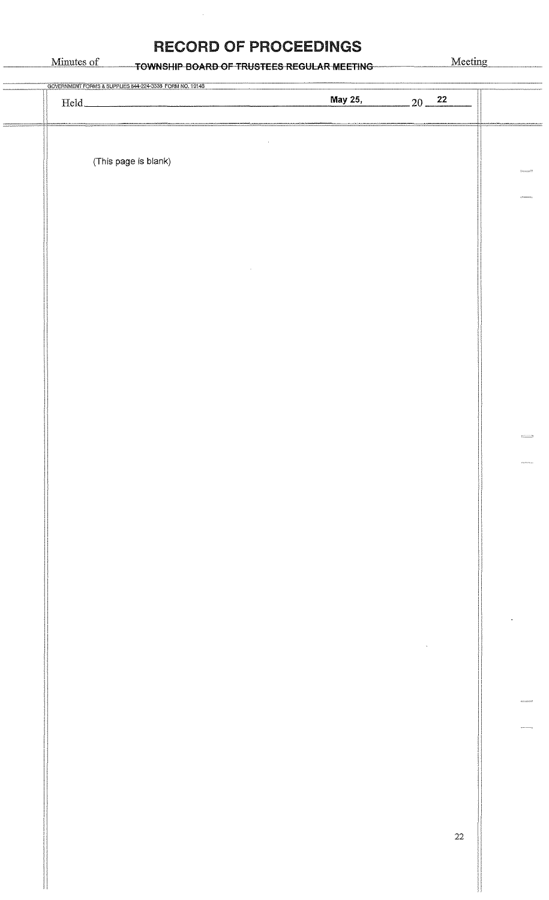# RECORD OF PROCEEDINGS

Minutes of TOWNSHIP BOARD OF TRUSTEES REGULAR MEETING Meeting

GOVERNMENT FORMS & SUPPLIES 844-224-3338 FORM NO. 10148

Held May 25, 20 22

(This page is blank)